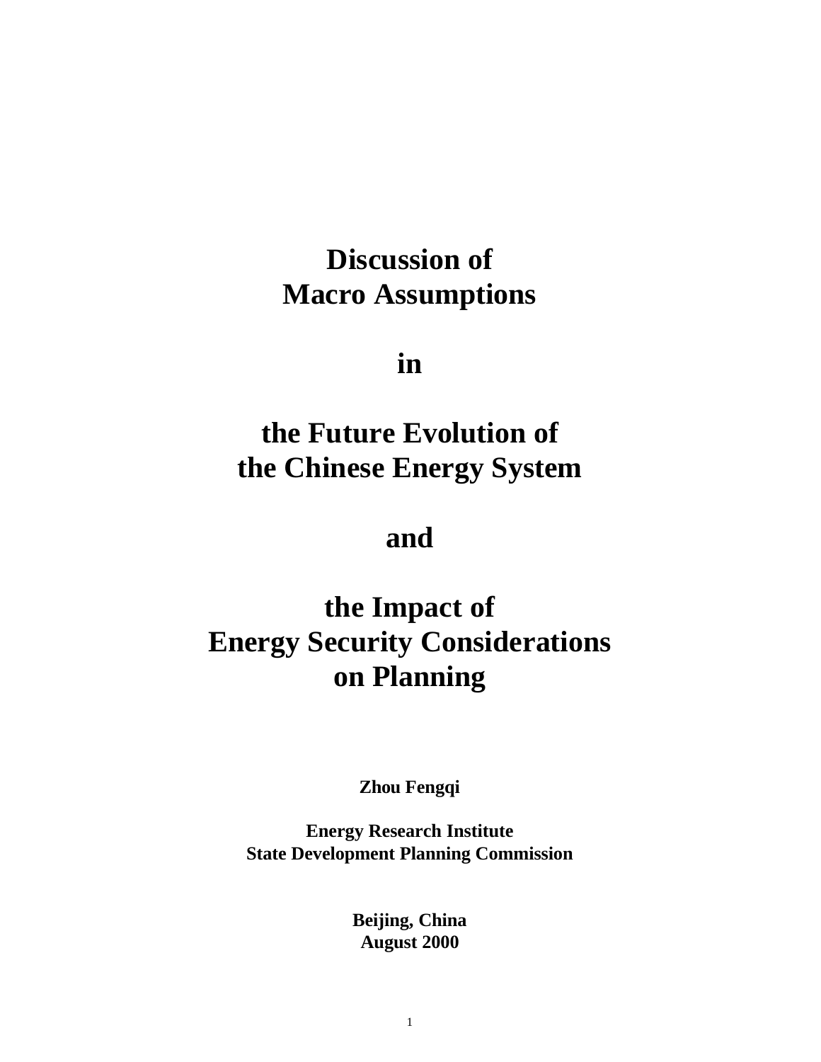# Discussion of Macro Assumptions

# in

# the Future Evolution of the Chinese Energy System

# and

# the Impact of Energy Security Considerations on Planning

**Zhou Fengqi**

**Energy Research Institute**
**State Development Planning Commission**

**Beijing, China**
**August 2000**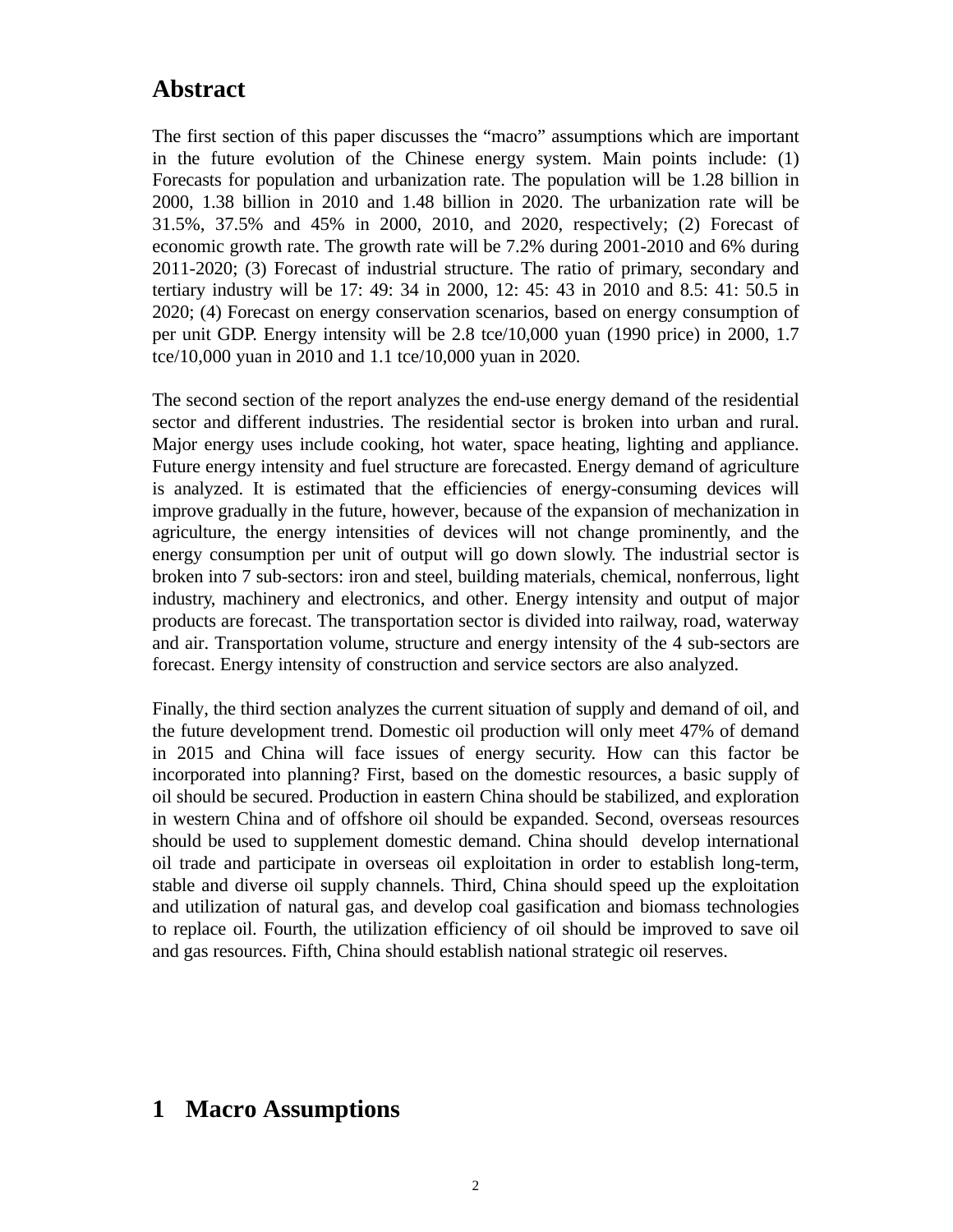# Abstract

The first section of this paper discusses the "macro" assumptions which are important in the future evolution of the Chinese energy system. Main points include: (1) Forecasts for population and urbanization rate. The population will be 1.28 billion in 2000, 1.38 billion in 2010 and 1.48 billion in 2020. The urbanization rate will be 31.5%, 37.5% and 45% in 2000, 2010, and 2020, respectively; (2) Forecast of economic growth rate. The growth rate will be 7.2% during 2001-2010 and 6% during 2011-2020; (3) Forecast of industrial structure. The ratio of primary, secondary and tertiary industry will be 17: 49: 34 in 2000, 12: 45: 43 in 2010 and 8.5: 41: 50.5 in 2020; (4) Forecast on energy conservation scenarios, based on energy consumption of per unit GDP. Energy intensity will be 2.8 tce/10,000 yuan (1990 price) in 2000, 1.7 tce/10,000 yuan in 2010 and 1.1 tce/10,000 yuan in 2020.

The second section of the report analyzes the end-use energy demand of the residential sector and different industries. The residential sector is broken into urban and rural. Major energy uses include cooking, hot water, space heating, lighting and appliance. Future energy intensity and fuel structure are forecasted. Energy demand of agriculture is analyzed. It is estimated that the efficiencies of energy-consuming devices will improve gradually in the future, however, because of the expansion of mechanization in agriculture, the energy intensities of devices will not change prominently, and the energy consumption per unit of output will go down slowly. The industrial sector is broken into 7 sub-sectors: iron and steel, building materials, chemical, nonferrous, light industry, machinery and electronics, and other. Energy intensity and output of major products are forecast. The transportation sector is divided into railway, road, waterway and air. Transportation volume, structure and energy intensity of the 4 sub-sectors are forecast. Energy intensity of construction and service sectors are also analyzed.

Finally, the third section analyzes the current situation of supply and demand of oil, and the future development trend. Domestic oil production will only meet 47% of demand in 2015 and China will face issues of energy security. How can this factor be incorporated into planning? First, based on the domestic resources, a basic supply of oil should be secured. Production in eastern China should be stabilized, and exploration in western China and of offshore oil should be expanded. Second, overseas resources should be used to supplement domestic demand. China should develop international oil trade and participate in overseas oil exploitation in order to establish long-term, stable and diverse oil supply channels. Third, China should speed up the exploitation and utilization of natural gas, and develop coal gasification and biomass technologies to replace oil. Fourth, the utilization efficiency of oil should be improved to save oil and gas resources. Fifth, China should establish national strategic oil reserves.

# 1 Macro Assumptions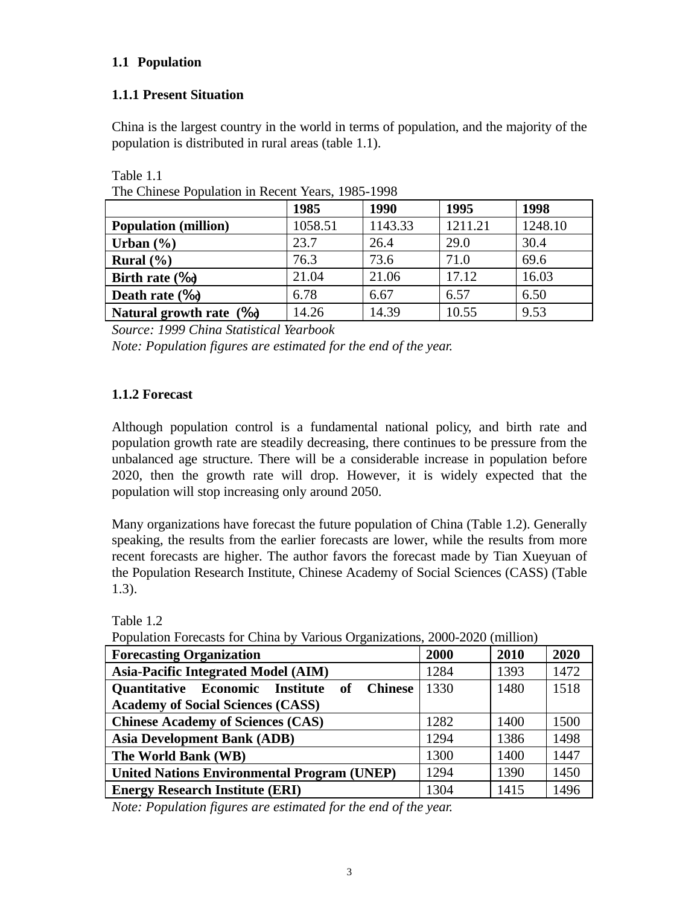## 1.1 Population

### 1.1.1 Present Situation

China is the largest country in the world in terms of population, and the majority of the population is distributed in rural areas (table 1.1).

Table 1.1
The Chinese Population in Recent Years, 1985-1998

| | 1985 | 1990 | 1995 | 1998 |
|---|---|---|---|---|
| **Population (million)** | 1058.51 | 1143.33 | 1211.21 | 1248.10 |
| **Urban (%)** | 23.7 | 26.4 | 29.0 | 30.4 |
| **Rural (%)** | 76.3 | 73.6 | 71.0 | 69.6 |
| **Birth rate (‰)** | 21.04 | 21.06 | 17.12 | 16.03 |
| **Death rate (‰)** | 6.78 | 6.67 | 6.57 | 6.50 |
| **Natural growth rate (‰)** | 14.26 | 14.39 | 10.55 | 9.53 |

*Source: 1999 China Statistical Yearbook*
*Note: Population figures are estimated for the end of the year.*

### 1.1.2 Forecast

Although population control is a fundamental national policy, and birth rate and population growth rate are steadily decreasing, there continues to be pressure from the unbalanced age structure. There will be a considerable increase in population before 2020, then the growth rate will drop. However, it is widely expected that the population will stop increasing only around 2050.

Many organizations have forecast the future population of China (Table 1.2). Generally speaking, the results from the earlier forecasts are lower, while the results from more recent forecasts are higher. The author favors the forecast made by Tian Xueyuan of the Population Research Institute, Chinese Academy of Social Sciences (CASS) (Table 1.3).

Table 1.2
Population Forecasts for China by Various Organizations, 2000-2020 (million)

| Forecasting Organization | 2000 | 2010 | 2020 |
|---|---|---|---|
| **Asia-Pacific Integrated Model (AIM)** | 1284 | 1393 | 1472 |
| **Quantitative Economic Institute of Chinese Academy of Social Sciences (CASS)** | 1330 | 1480 | 1518 |
| **Chinese Academy of Sciences (CAS)** | 1282 | 1400 | 1500 |
| **Asia Development Bank (ADB)** | 1294 | 1386 | 1498 |
| **The World Bank (WB)** | 1300 | 1400 | 1447 |
| **United Nations Environmental Program (UNEP)** | 1294 | 1390 | 1450 |
| **Energy Research Institute (ERI)** | 1304 | 1415 | 1496 |

*Note: Population figures are estimated for the end of the year.*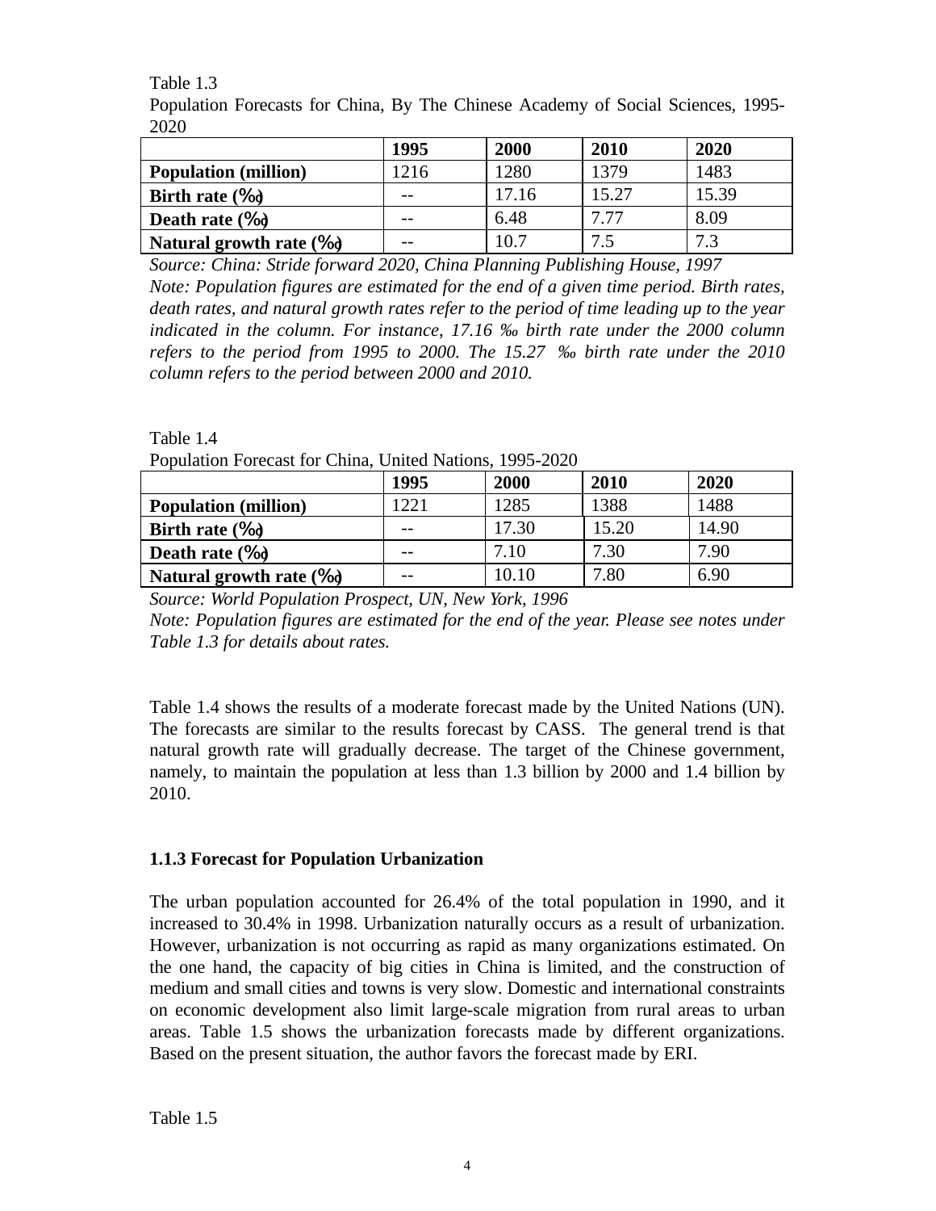Table 1.3

Population Forecasts for China, By The Chinese Academy of Social Sciences, 1995-2020

| | 1995 | 2000 | 2010 | 2020 |
|---|---|---|---|---|
| **Population (million)** | 1216 | 1280 | 1379 | 1483 |
| **Birth rate (‰)** | -- | 17.16 | 15.27 | 15.39 |
| **Death rate (‰)** | -- | 6.48 | 7.77 | 8.09 |
| **Natural growth rate (‰)** | -- | 10.7 | 7.5 | 7.3 |

*Source: China: Stride forward 2020, China Planning Publishing House, 1997*

*Note: Population figures are estimated for the end of a given time period. Birth rates, death rates, and natural growth rates refer to the period of time leading up to the year indicated in the column. For instance, 17.16 ‰ birth rate under the 2000 column refers to the period from 1995 to 2000. The 15.27 ‰ birth rate under the 2010 column refers to the period between 2000 and 2010.*

Table 1.4

Population Forecast for China, United Nations, 1995-2020

| | 1995 | 2000 | 2010 | 2020 |
|---|---|---|---|---|
| **Population (million)** | 1221 | 1285 | 1388 | 1488 |
| **Birth rate (‰)** | -- | 17.30 | 15.20 | 14.90 |
| **Death rate (‰)** | -- | 7.10 | 7.30 | 7.90 |
| **Natural growth rate (‰)** | -- | 10.10 | 7.80 | 6.90 |

*Source: World Population Prospect, UN, New York, 1996*

*Note: Population figures are estimated for the end of the year. Please see notes under Table 1.3 for details about rates.*

Table 1.4 shows the results of a moderate forecast made by the United Nations (UN). The forecasts are similar to the results forecast by CASS. The general trend is that natural growth rate will gradually decrease. The target of the Chinese government, namely, to maintain the population at less than 1.3 billion by 2000 and 1.4 billion by 2010.

### 1.1.3 Forecast for Population Urbanization

The urban population accounted for 26.4% of the total population in 1990, and it increased to 30.4% in 1998. Urbanization naturally occurs as a result of urbanization. However, urbanization is not occurring as rapid as many organizations estimated. On the one hand, the capacity of big cities in China is limited, and the construction of medium and small cities and towns is very slow. Domestic and international constraints on economic development also limit large-scale migration from rural areas to urban areas. Table 1.5 shows the urbanization forecasts made by different organizations. Based on the present situation, the author favors the forecast made by ERI.

Table 1.5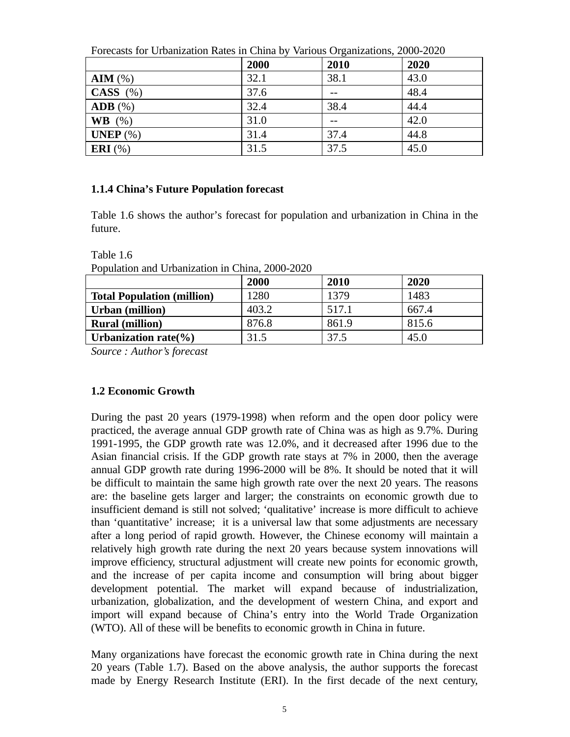Forecasts for Urbanization Rates in China by Various Organizations, 2000-2020

| | **2000** | **2010** | **2020** |
|---|---|---|---|
| **AIM** (%) | 32.1 | 38.1 | 43.0 |
| **CASS** (%) | 37.6 | -- | 48.4 |
| **ADB** (%) | 32.4 | 38.4 | 44.4 |
| **WB** (%) | 31.0 | -- | 42.0 |
| **UNEP** (%) | 31.4 | 37.4 | 44.8 |
| **ERI** (%) | 31.5 | 37.5 | 45.0 |

### 1.1.4 China's Future Population forecast

Table 1.6 shows the author's forecast for population and urbanization in China in the future.

Table 1.6
Population and Urbanization in China, 2000-2020

| | **2000** | **2010** | **2020** |
|---|---|---|---|
| **Total Population (million)** | 1280 | 1379 | 1483 |
| **Urban (million)** | 403.2 | 517.1 | 667.4 |
| **Rural (million)** | 876.8 | 861.9 | 815.6 |
| **Urbanization rate(%)** | 31.5 | 37.5 | 45.0 |

*Source : Author's forecast*

### 1.2 Economic Growth

During the past 20 years (1979-1998) when reform and the open door policy were practiced, the average annual GDP growth rate of China was as high as 9.7%. During 1991-1995, the GDP growth rate was 12.0%, and it decreased after 1996 due to the Asian financial crisis. If the GDP growth rate stays at 7% in 2000, then the average annual GDP growth rate during 1996-2000 will be 8%. It should be noted that it will be difficult to maintain the same high growth rate over the next 20 years. The reasons are: the baseline gets larger and larger; the constraints on economic growth due to insufficient demand is still not solved; 'qualitative' increase is more difficult to achieve than 'quantitative' increase; it is a universal law that some adjustments are necessary after a long period of rapid growth. However, the Chinese economy will maintain a relatively high growth rate during the next 20 years because system innovations will improve efficiency, structural adjustment will create new points for economic growth, and the increase of per capita income and consumption will bring about bigger development potential. The market will expand because of industrialization, urbanization, globalization, and the development of western China, and export and import will expand because of China's entry into the World Trade Organization (WTO). All of these will be benefits to economic growth in China in future.

Many organizations have forecast the economic growth rate in China during the next 20 years (Table 1.7). Based on the above analysis, the author supports the forecast made by Energy Research Institute (ERI). In the first decade of the next century,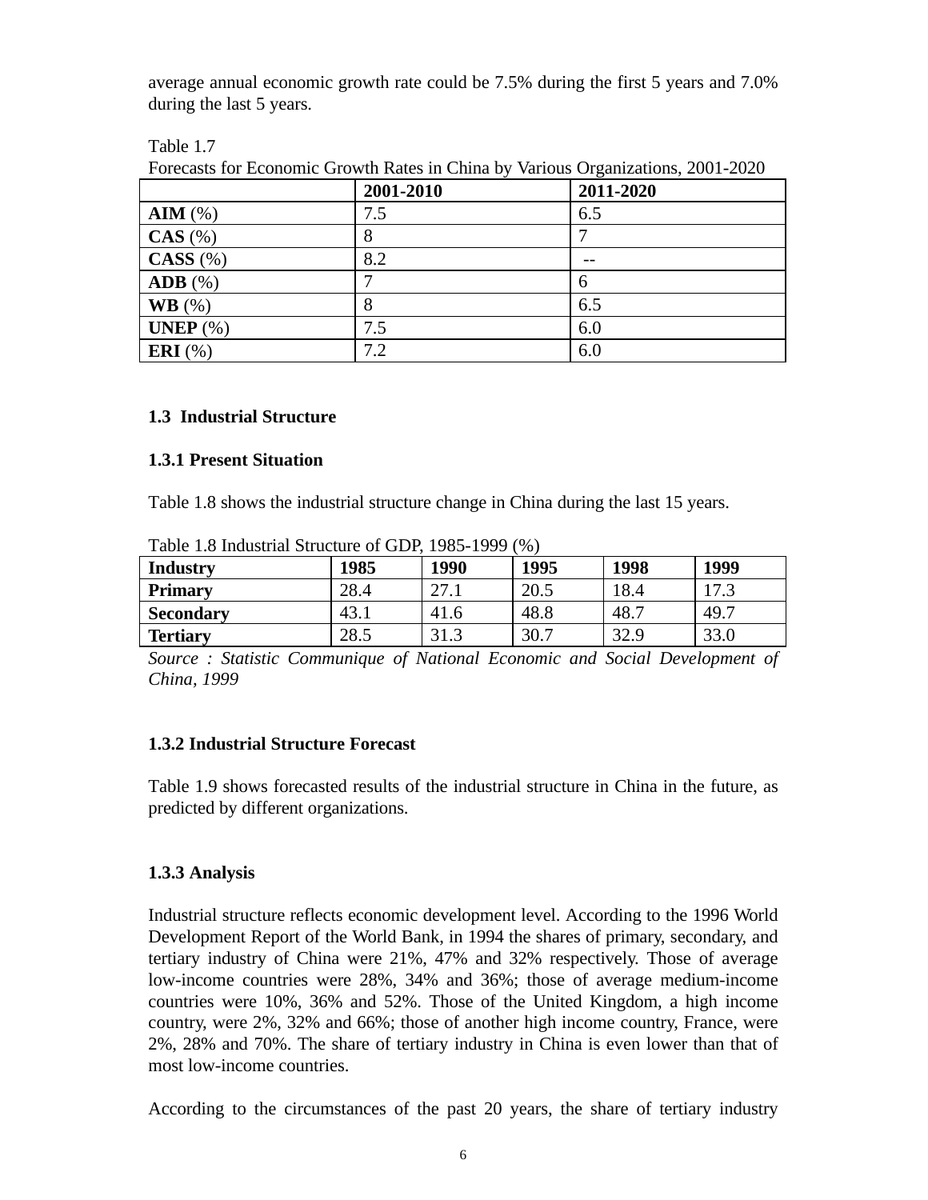average annual economic growth rate could be 7.5% during the first 5 years and 7.0% during the last 5 years.

Table 1.7
Forecasts for Economic Growth Rates in China by Various Organizations, 2001-2020

| | **2001-2010** | **2011-2020** |
|---|---|---|
| **AIM** (%) | 7.5 | 6.5 |
| **CAS** (%) | 8 | 7 |
| **CASS** (%) | 8.2 | -- |
| **ADB** (%) | 7 | 6 |
| **WB** (%) | 8 | 6.5 |
| **UNEP** (%) | 7.5 | 6.0 |
| **ERI** (%) | 7.2 | 6.0 |

## 1.3 Industrial Structure

### 1.3.1 Present Situation

Table 1.8 shows the industrial structure change in China during the last 15 years.

Table 1.8 Industrial Structure of GDP, 1985-1999 (%)

| **Industry** | **1985** | **1990** | **1995** | **1998** | **1999** |
|---|---|---|---|---|---|
| **Primary** | 28.4 | 27.1 | 20.5 | 18.4 | 17.3 |
| **Secondary** | 43.1 | 41.6 | 48.8 | 48.7 | 49.7 |
| **Tertiary** | 28.5 | 31.3 | 30.7 | 32.9 | 33.0 |

*Source : Statistic Communique of National Economic and Social Development of China, 1999*

### 1.3.2 Industrial Structure Forecast

Table 1.9 shows forecasted results of the industrial structure in China in the future, as predicted by different organizations.

### 1.3.3 Analysis

Industrial structure reflects economic development level. According to the 1996 World Development Report of the World Bank, in 1994 the shares of primary, secondary, and tertiary industry of China were 21%, 47% and 32% respectively. Those of average low-income countries were 28%, 34% and 36%; those of average medium-income countries were 10%, 36% and 52%. Those of the United Kingdom, a high income country, were 2%, 32% and 66%; those of another high income country, France, were 2%, 28% and 70%. The share of tertiary industry in China is even lower than that of most low-income countries.

According to the circumstances of the past 20 years, the share of tertiary industry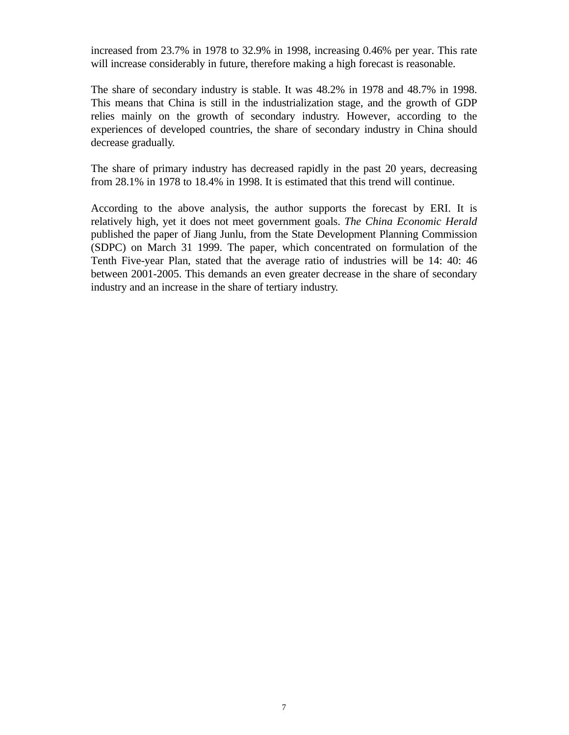increased from 23.7% in 1978 to 32.9% in 1998, increasing 0.46% per year. This rate will increase considerably in future, therefore making a high forecast is reasonable.

The share of secondary industry is stable. It was 48.2% in 1978 and 48.7% in 1998. This means that China is still in the industrialization stage, and the growth of GDP relies mainly on the growth of secondary industry. However, according to the experiences of developed countries, the share of secondary industry in China should decrease gradually.

The share of primary industry has decreased rapidly in the past 20 years, decreasing from 28.1% in 1978 to 18.4% in 1998. It is estimated that this trend will continue.

According to the above analysis, the author supports the forecast by ERI. It is relatively high, yet it does not meet government goals. *The China Economic Herald* published the paper of Jiang Junlu, from the State Development Planning Commission (SDPC) on March 31 1999. The paper, which concentrated on formulation of the Tenth Five-year Plan, stated that the average ratio of industries will be 14: 40: 46 between 2001-2005. This demands an even greater decrease in the share of secondary industry and an increase in the share of tertiary industry.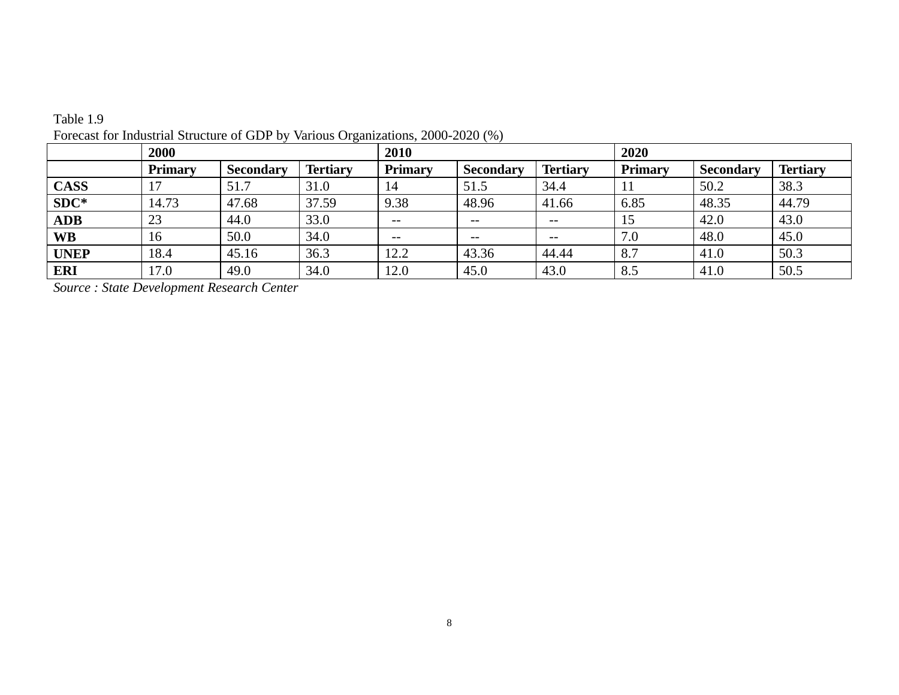Table 1.9

Forecast for Industrial Structure of GDP by Various Organizations, 2000-2020 (%)

| | **2000** | | | **2010** | | | **2020** | | |
|---|---|---|---|---|---|---|---|---|---|
| | **Primary** | **Secondary** | **Tertiary** | **Primary** | **Secondary** | **Tertiary** | **Primary** | **Secondary** | **Tertiary** |
| **CASS** | 17 | 51.7 | 31.0 | 14 | 51.5 | 34.4 | 11 | 50.2 | 38.3 |
| **SDC*** | 14.73 | 47.68 | 37.59 | 9.38 | 48.96 | 41.66 | 6.85 | 48.35 | 44.79 |
| **ADB** | 23 | 44.0 | 33.0 | -- | -- | -- | 15 | 42.0 | 43.0 |
| **WB** | 16 | 50.0 | 34.0 | -- | -- | -- | 7.0 | 48.0 | 45.0 |
| **UNEP** | 18.4 | 45.16 | 36.3 | 12.2 | 43.36 | 44.44 | 8.7 | 41.0 | 50.3 |
| **ERI** | 17.0 | 49.0 | 34.0 | 12.0 | 45.0 | 43.0 | 8.5 | 41.0 | 50.5 |

*Source : State Development Research Center*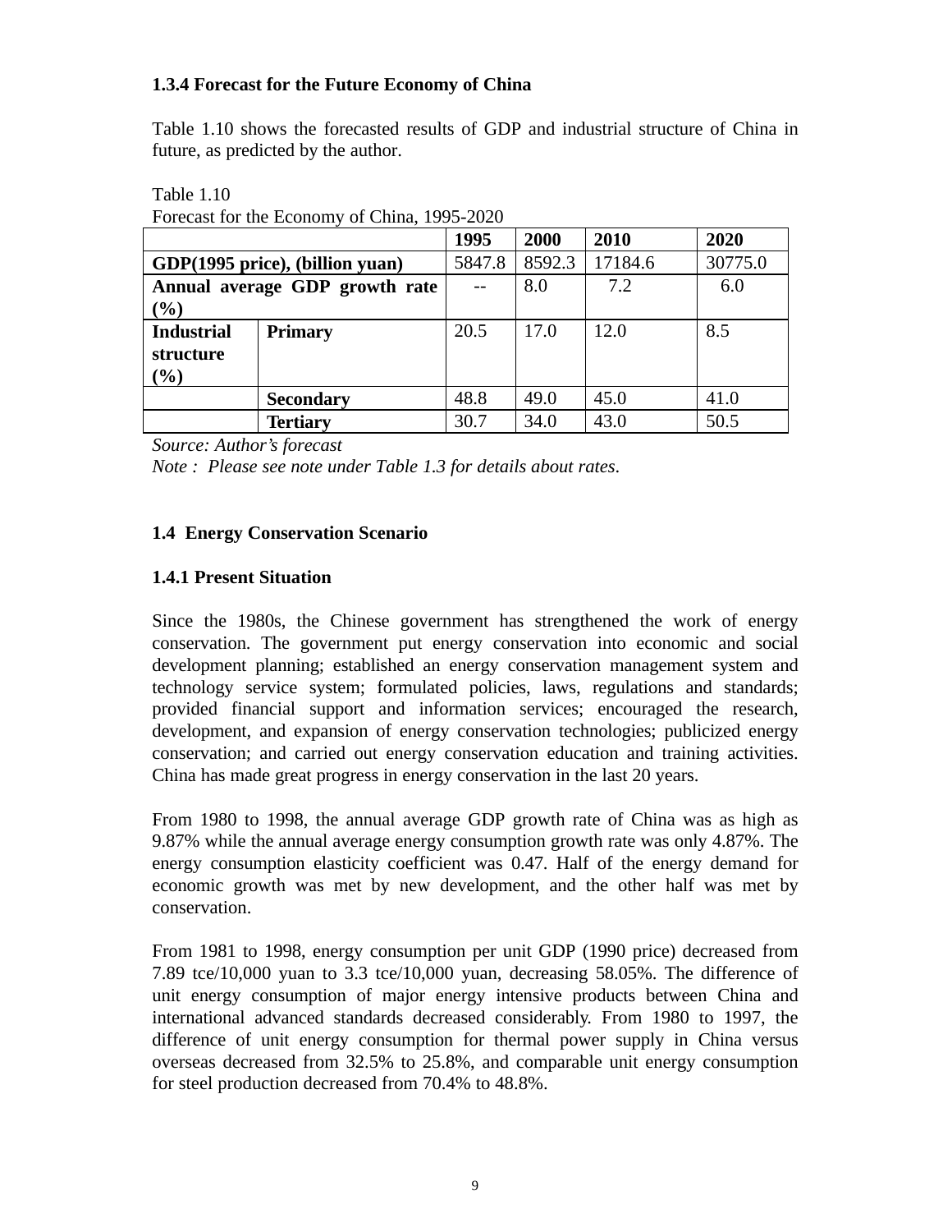### 1.3.4 Forecast for the Future Economy of China

Table 1.10 shows the forecasted results of GDP and industrial structure of China in future, as predicted by the author.

Table 1.10
Forecast for the Economy of China, 1995-2020

| | | 1995 | 2000 | 2010 | 2020 |
|---|---|---|---|---|---|
| **GDP(1995 price), (billion yuan)** | | 5847.8 | 8592.3 | 17184.6 | 30775.0 |
| **Annual average GDP growth rate (%)** | | -- | 8.0 | 7.2 | 6.0 |
| **Industrial structure (%)** | **Primary** | 20.5 | 17.0 | 12.0 | 8.5 |
| | **Secondary** | 48.8 | 49.0 | 45.0 | 41.0 |
| | **Tertiary** | 30.7 | 34.0 | 43.0 | 50.5 |

*Source: Author's forecast*
*Note : Please see note under Table 1.3 for details about rates.*

## 1.4 Energy Conservation Scenario

### 1.4.1 Present Situation

Since the 1980s, the Chinese government has strengthened the work of energy conservation. The government put energy conservation into economic and social development planning; established an energy conservation management system and technology service system; formulated policies, laws, regulations and standards; provided financial support and information services; encouraged the research, development, and expansion of energy conservation technologies; publicized energy conservation; and carried out energy conservation education and training activities. China has made great progress in energy conservation in the last 20 years.

From 1980 to 1998, the annual average GDP growth rate of China was as high as 9.87% while the annual average energy consumption growth rate was only 4.87%. The energy consumption elasticity coefficient was 0.47. Half of the energy demand for economic growth was met by new development, and the other half was met by conservation.

From 1981 to 1998, energy consumption per unit GDP (1990 price) decreased from 7.89 tce/10,000 yuan to 3.3 tce/10,000 yuan, decreasing 58.05%. The difference of unit energy consumption of major energy intensive products between China and international advanced standards decreased considerably. From 1980 to 1997, the difference of unit energy consumption for thermal power supply in China versus overseas decreased from 32.5% to 25.8%, and comparable unit energy consumption for steel production decreased from 70.4% to 48.8%.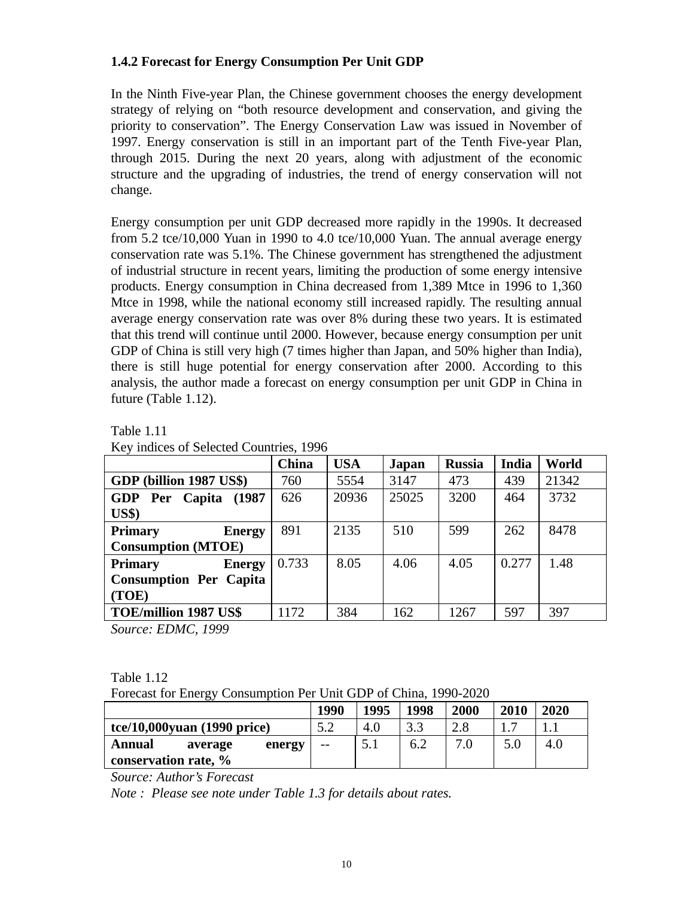### 1.4.2 Forecast for Energy Consumption Per Unit GDP

In the Ninth Five-year Plan, the Chinese government chooses the energy development strategy of relying on "both resource development and conservation, and giving the priority to conservation". The Energy Conservation Law was issued in November of 1997. Energy conservation is still in an important part of the Tenth Five-year Plan, through 2015. During the next 20 years, along with adjustment of the economic structure and the upgrading of industries, the trend of energy conservation will not change.

Energy consumption per unit GDP decreased more rapidly in the 1990s. It decreased from 5.2 tce/10,000 Yuan in 1990 to 4.0 tce/10,000 Yuan. The annual average energy conservation rate was 5.1%. The Chinese government has strengthened the adjustment of industrial structure in recent years, limiting the production of some energy intensive products. Energy consumption in China decreased from 1,389 Mtce in 1996 to 1,360 Mtce in 1998, while the national economy still increased rapidly. The resulting annual average energy conservation rate was over 8% during these two years. It is estimated that this trend will continue until 2000. However, because energy consumption per unit GDP of China is still very high (7 times higher than Japan, and 50% higher than India), there is still huge potential for energy conservation after 2000. According to this analysis, the author made a forecast on energy consumption per unit GDP in China in future (Table 1.12).

Table 1.11
Key indices of Selected Countries, 1996

| | China | USA | Japan | Russia | India | World |
|---|---|---|---|---|---|---|
| **GDP (billion 1987 US$)** | 760 | 5554 | 3147 | 473 | 439 | 21342 |
| **GDP Per Capita (1987 US$)** | 626 | 20936 | 25025 | 3200 | 464 | 3732 |
| **Primary Energy Consumption (MTOE)** | 891 | 2135 | 510 | 599 | 262 | 8478 |
| **Primary Energy Consumption Per Capita (TOE)** | 0.733 | 8.05 | 4.06 | 4.05 | 0.277 | 1.48 |
| **TOE/million 1987 US$** | 1172 | 384 | 162 | 1267 | 597 | 397 |

*Source: EDMC, 1999*

Table 1.12
Forecast for Energy Consumption Per Unit GDP of China, 1990-2020

| | 1990 | 1995 | 1998 | 2000 | 2010 | 2020 |
|---|---|---|---|---|---|---|
| **tce/10,000yuan (1990 price)** | 5.2 | 4.0 | 3.3 | 2.8 | 1.7 | 1.1 |
| **Annual average energy conservation rate, %** | -- | 5.1 | 6.2 | 7.0 | 5.0 | 4.0 |

*Source: Author's Forecast*

*Note : Please see note under Table 1.3 for details about rates.*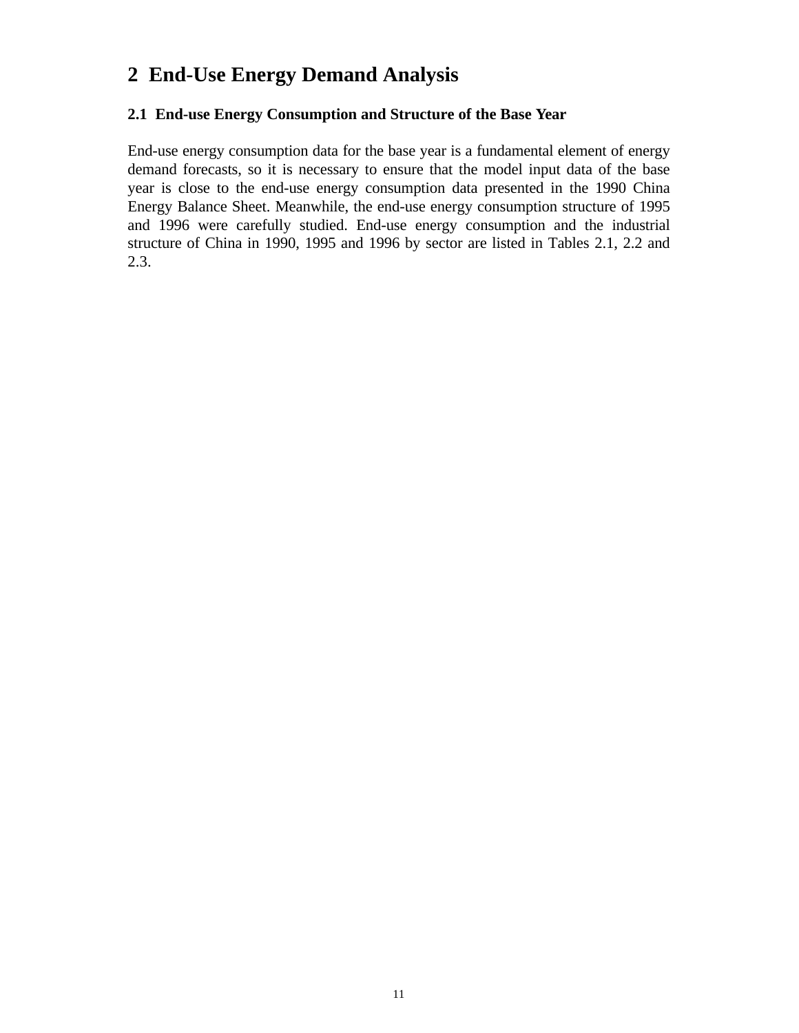# 2 End-Use Energy Demand Analysis

## 2.1 End-use Energy Consumption and Structure of the Base Year

End-use energy consumption data for the base year is a fundamental element of energy demand forecasts, so it is necessary to ensure that the model input data of the base year is close to the end-use energy consumption data presented in the 1990 China Energy Balance Sheet. Meanwhile, the end-use energy consumption structure of 1995 and 1996 were carefully studied. End-use energy consumption and the industrial structure of China in 1990, 1995 and 1996 by sector are listed in Tables 2.1, 2.2 and 2.3.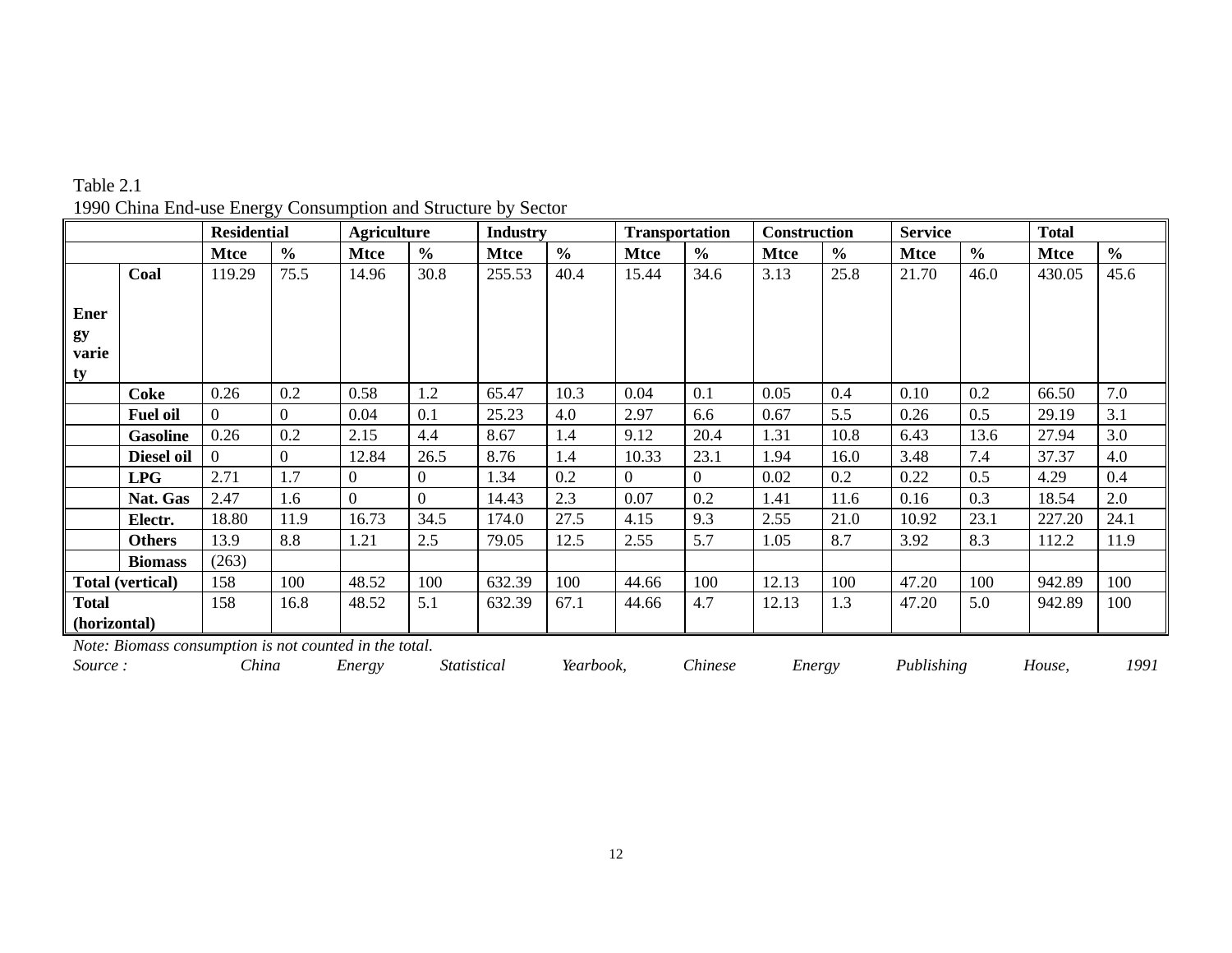Table 2.1
1990 China End-use Energy Consumption and Structure by Sector

| | | Residential | | Agriculture | | Industry | | Transportation | | Construction | | Service | | Total | |
|---|---|---|---|---|---|---|---|---|---|---|---|---|---|---|---|
| | | **Mtce** | **%** | **Mtce** | **%** | **Mtce** | **%** | **Mtce** | **%** | **Mtce** | **%** | **Mtce** | **%** | **Mtce** | **%** |
| **Energy variety** | **Coal** | 119.29 | 75.5 | 14.96 | 30.8 | 255.53 | 40.4 | 15.44 | 34.6 | 3.13 | 25.8 | 21.70 | 46.0 | 430.05 | 45.6 |
| | **Coke** | 0.26 | 0.2 | 0.58 | 1.2 | 65.47 | 10.3 | 0.04 | 0.1 | 0.05 | 0.4 | 0.10 | 0.2 | 66.50 | 7.0 |
| | **Fuel oil** | 0 | 0 | 0.04 | 0.1 | 25.23 | 4.0 | 2.97 | 6.6 | 0.67 | 5.5 | 0.26 | 0.5 | 29.19 | 3.1 |
| | **Gasoline** | 0.26 | 0.2 | 2.15 | 4.4 | 8.67 | 1.4 | 9.12 | 20.4 | 1.31 | 10.8 | 6.43 | 13.6 | 27.94 | 3.0 |
| | **Diesel oil** | 0 | 0 | 12.84 | 26.5 | 8.76 | 1.4 | 10.33 | 23.1 | 1.94 | 16.0 | 3.48 | 7.4 | 37.37 | 4.0 |
| | **LPG** | 2.71 | 1.7 | 0 | 0 | 1.34 | 0.2 | 0 | 0 | 0.02 | 0.2 | 0.22 | 0.5 | 4.29 | 0.4 |
| | **Nat. Gas** | 2.47 | 1.6 | 0 | 0 | 14.43 | 2.3 | 0.07 | 0.2 | 1.41 | 11.6 | 0.16 | 0.3 | 18.54 | 2.0 |
| | **Electr.** | 18.80 | 11.9 | 16.73 | 34.5 | 174.0 | 27.5 | 4.15 | 9.3 | 2.55 | 21.0 | 10.92 | 23.1 | 227.20 | 24.1 |
| | **Others** | 13.9 | 8.8 | 1.21 | 2.5 | 79.05 | 12.5 | 2.55 | 5.7 | 1.05 | 8.7 | 3.92 | 8.3 | 112.2 | 11.9 |
| | **Biomass** | (263) | | | | | | | | | | | | | |
| **Total (vertical)** | | 158 | 100 | 48.52 | 100 | 632.39 | 100 | 44.66 | 100 | 12.13 | 100 | 47.20 | 100 | 942.89 | 100 |
| **Total (horizontal)** | | 158 | 16.8 | 48.52 | 5.1 | 632.39 | 67.1 | 44.66 | 4.7 | 12.13 | 1.3 | 47.20 | 5.0 | 942.89 | 100 |

*Note: Biomass consumption is not counted in the total.*
*Source : China Energy Statistical Yearbook, Chinese Energy Publishing House, 1991*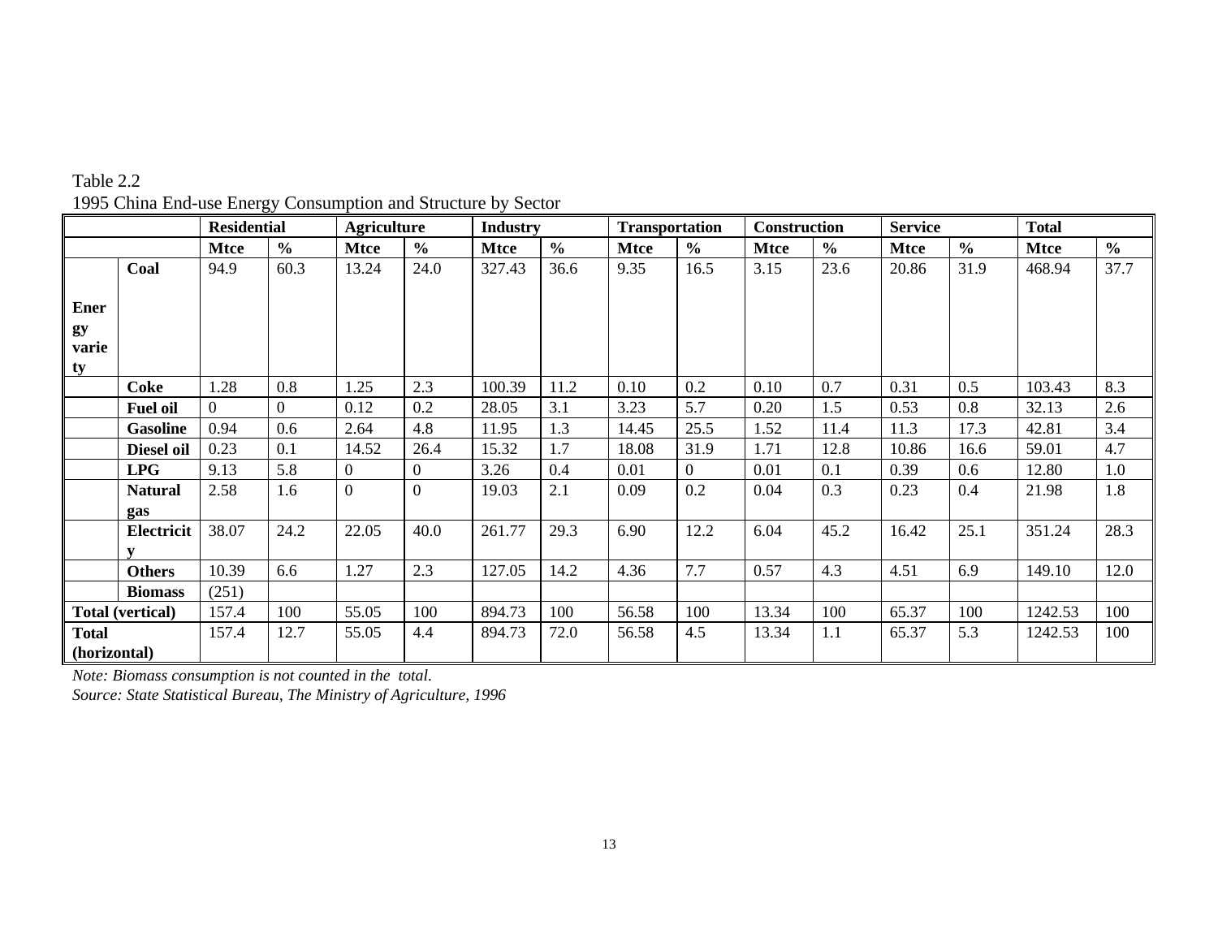Table 2.2
1995 China End-use Energy Consumption and Structure by Sector

| | | Residential | | Agriculture | | Industry | | Transportation | | Construction | | Service | | Total | |
|---|---|---|---|---|---|---|---|---|---|---|---|---|---|---|---|
| | | Mtce | % | Mtce | % | Mtce | % | Mtce | % | Mtce | % | Mtce | % | Mtce | % |
| Energy variety | Coal | 94.9 | 60.3 | 13.24 | 24.0 | 327.43 | 36.6 | 9.35 | 16.5 | 3.15 | 23.6 | 20.86 | 31.9 | 468.94 | 37.7 |
| | Coke | 1.28 | 0.8 | 1.25 | 2.3 | 100.39 | 11.2 | 0.10 | 0.2 | 0.10 | 0.7 | 0.31 | 0.5 | 103.43 | 8.3 |
| | Fuel oil | 0 | 0 | 0.12 | 0.2 | 28.05 | 3.1 | 3.23 | 5.7 | 0.20 | 1.5 | 0.53 | 0.8 | 32.13 | 2.6 |
| | Gasoline | 0.94 | 0.6 | 2.64 | 4.8 | 11.95 | 1.3 | 14.45 | 25.5 | 1.52 | 11.4 | 11.3 | 17.3 | 42.81 | 3.4 |
| | Diesel oil | 0.23 | 0.1 | 14.52 | 26.4 | 15.32 | 1.7 | 18.08 | 31.9 | 1.71 | 12.8 | 10.86 | 16.6 | 59.01 | 4.7 |
| | LPG | 9.13 | 5.8 | 0 | 0 | 3.26 | 0.4 | 0.01 | 0 | 0.01 | 0.1 | 0.39 | 0.6 | 12.80 | 1.0 |
| | Natural gas | 2.58 | 1.6 | 0 | 0 | 19.03 | 2.1 | 0.09 | 0.2 | 0.04 | 0.3 | 0.23 | 0.4 | 21.98 | 1.8 |
| | Electricity | 38.07 | 24.2 | 22.05 | 40.0 | 261.77 | 29.3 | 6.90 | 12.2 | 6.04 | 45.2 | 16.42 | 25.1 | 351.24 | 28.3 |
| | Others | 10.39 | 6.6 | 1.27 | 2.3 | 127.05 | 14.2 | 4.36 | 7.7 | 0.57 | 4.3 | 4.51 | 6.9 | 149.10 | 12.0 |
| | Biomass | (251) | | | | | | | | | | | | | |
| Total (vertical) | | 157.4 | 100 | 55.05 | 100 | 894.73 | 100 | 56.58 | 100 | 13.34 | 100 | 65.37 | 100 | 1242.53 | 100 |
| Total (horizontal) | | 157.4 | 12.7 | 55.05 | 4.4 | 894.73 | 72.0 | 56.58 | 4.5 | 13.34 | 1.1 | 65.37 | 5.3 | 1242.53 | 100 |

*Note: Biomass consumption is not counted in the total.*
*Source: State Statistical Bureau, The Ministry of Agriculture, 1996*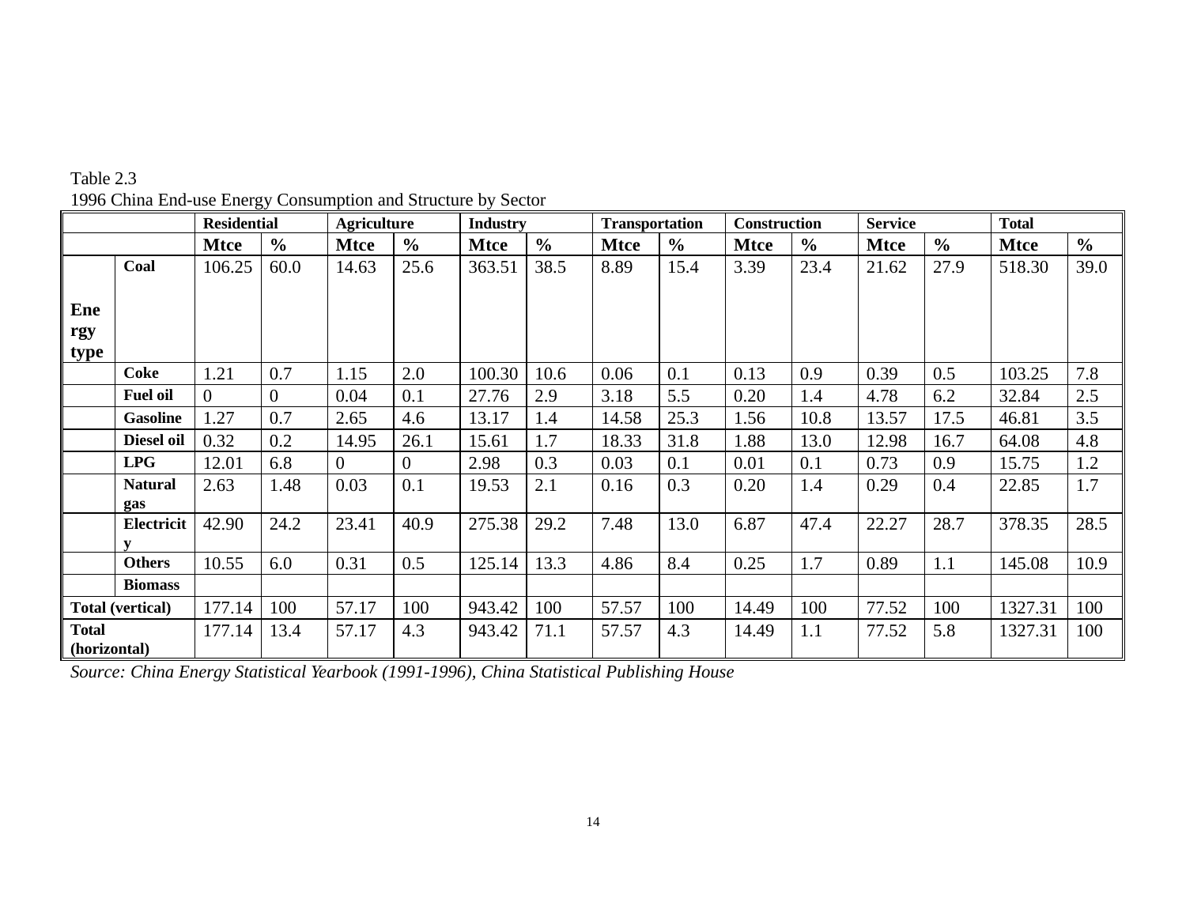Table 2.3
1996 China End-use Energy Consumption and Structure by Sector

| | | Residential | | Agriculture | | Industry | | Transportation | | Construction | | Service | | Total | |
|---|---|---|---|---|---|---|---|---|---|---|---|---|---|---|---|
| | | Mtce | % | Mtce | % | Mtce | % | Mtce | % | Mtce | % | Mtce | % | Mtce | % |
| Energy type | Coal | 106.25 | 60.0 | 14.63 | 25.6 | 363.51 | 38.5 | 8.89 | 15.4 | 3.39 | 23.4 | 21.62 | 27.9 | 518.30 | 39.0 |
| | Coke | 1.21 | 0.7 | 1.15 | 2.0 | 100.30 | 10.6 | 0.06 | 0.1 | 0.13 | 0.9 | 0.39 | 0.5 | 103.25 | 7.8 |
| | Fuel oil | 0 | 0 | 0.04 | 0.1 | 27.76 | 2.9 | 3.18 | 5.5 | 0.20 | 1.4 | 4.78 | 6.2 | 32.84 | 2.5 |
| | Gasoline | 1.27 | 0.7 | 2.65 | 4.6 | 13.17 | 1.4 | 14.58 | 25.3 | 1.56 | 10.8 | 13.57 | 17.5 | 46.81 | 3.5 |
| | Diesel oil | 0.32 | 0.2 | 14.95 | 26.1 | 15.61 | 1.7 | 18.33 | 31.8 | 1.88 | 13.0 | 12.98 | 16.7 | 64.08 | 4.8 |
| | LPG | 12.01 | 6.8 | 0 | 0 | 2.98 | 0.3 | 0.03 | 0.1 | 0.01 | 0.1 | 0.73 | 0.9 | 15.75 | 1.2 |
| | Natural gas | 2.63 | 1.48 | 0.03 | 0.1 | 19.53 | 2.1 | 0.16 | 0.3 | 0.20 | 1.4 | 0.29 | 0.4 | 22.85 | 1.7 |
| | Electricity | 42.90 | 24.2 | 23.41 | 40.9 | 275.38 | 29.2 | 7.48 | 13.0 | 6.87 | 47.4 | 22.27 | 28.7 | 378.35 | 28.5 |
| | Others | 10.55 | 6.0 | 0.31 | 0.5 | 125.14 | 13.3 | 4.86 | 8.4 | 0.25 | 1.7 | 0.89 | 1.1 | 145.08 | 10.9 |
| | Biomass | | | | | | | | | | | | | | |
| Total (vertical) | | 177.14 | 100 | 57.17 | 100 | 943.42 | 100 | 57.57 | 100 | 14.49 | 100 | 77.52 | 100 | 1327.31 | 100 |
| Total (horizontal) | | 177.14 | 13.4 | 57.17 | 4.3 | 943.42 | 71.1 | 57.57 | 4.3 | 14.49 | 1.1 | 77.52 | 5.8 | 1327.31 | 100 |

*Source: China Energy Statistical Yearbook (1991-1996), China Statistical Publishing House*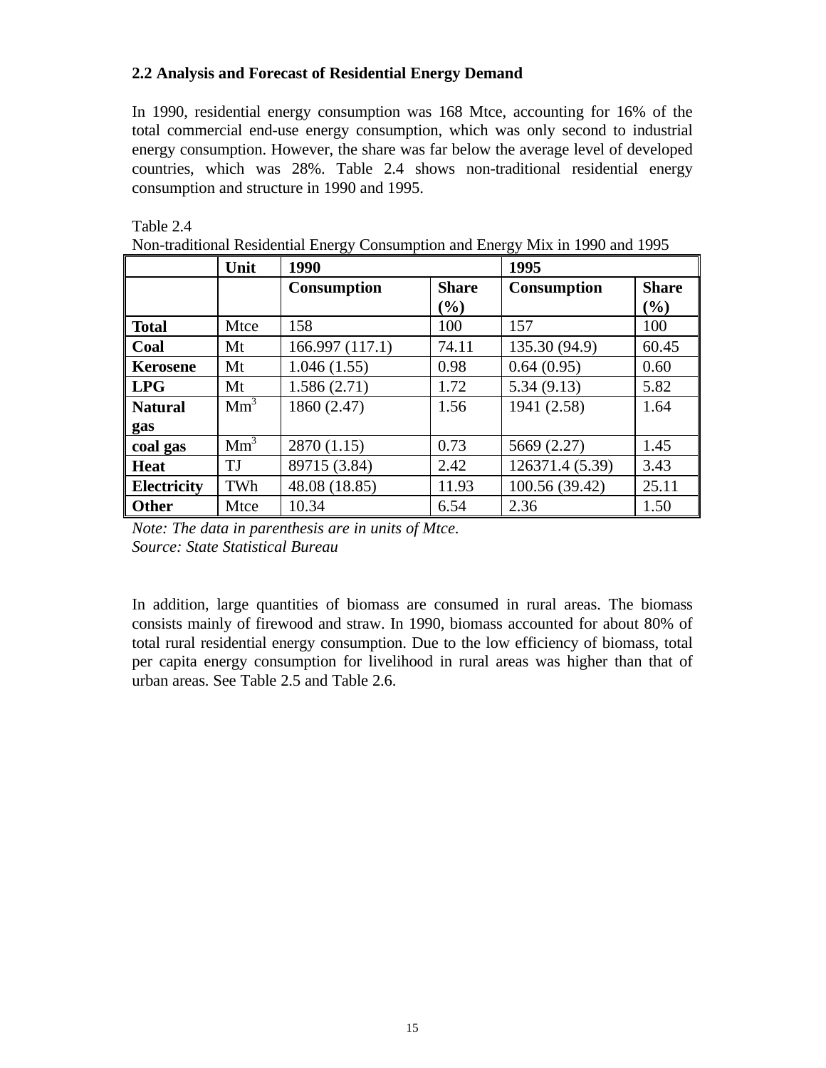### 2.2 Analysis and Forecast of Residential Energy Demand

In 1990, residential energy consumption was 168 Mtce, accounting for 16% of the total commercial end-use energy consumption, which was only second to industrial energy consumption. However, the share was far below the average level of developed countries, which was 28%. Table 2.4 shows non-traditional residential energy consumption and structure in 1990 and 1995.

Table 2.4
Non-traditional Residential Energy Consumption and Energy Mix in 1990 and 1995

| | Unit | 1990 | | 1995 | |
|---|---|---|---|---|---|
| | | **Consumption** | **Share (%)** | **Consumption** | **Share (%)** |
| **Total** | Mtce | 158 | 100 | 157 | 100 |
| **Coal** | Mt | 166.997 (117.1) | 74.11 | 135.30 (94.9) | 60.45 |
| **Kerosene** | Mt | 1.046 (1.55) | 0.98 | 0.64 (0.95) | 0.60 |
| **LPG** | Mt | 1.586 (2.71) | 1.72 | 5.34 (9.13) | 5.82 |
| **Natural gas** | $Mm^3$ | 1860 (2.47) | 1.56 | 1941 (2.58) | 1.64 |
| **coal gas** | $Mm^3$ | 2870 (1.15) | 0.73 | 5669 (2.27) | 1.45 |
| **Heat** | TJ | 89715 (3.84) | 2.42 | 126371.4 (5.39) | 3.43 |
| **Electricity** | TWh | 48.08 (18.85) | 11.93 | 100.56 (39.42) | 25.11 |
| **Other** | Mtce | 10.34 | 6.54 | 2.36 | 1.50 |

*Note: The data in parenthesis are in units of Mtce.*
*Source: State Statistical Bureau*

In addition, large quantities of biomass are consumed in rural areas. The biomass consists mainly of firewood and straw. In 1990, biomass accounted for about 80% of total rural residential energy consumption. Due to the low efficiency of biomass, total per capita energy consumption for livelihood in rural areas was higher than that of urban areas. See Table 2.5 and Table 2.6.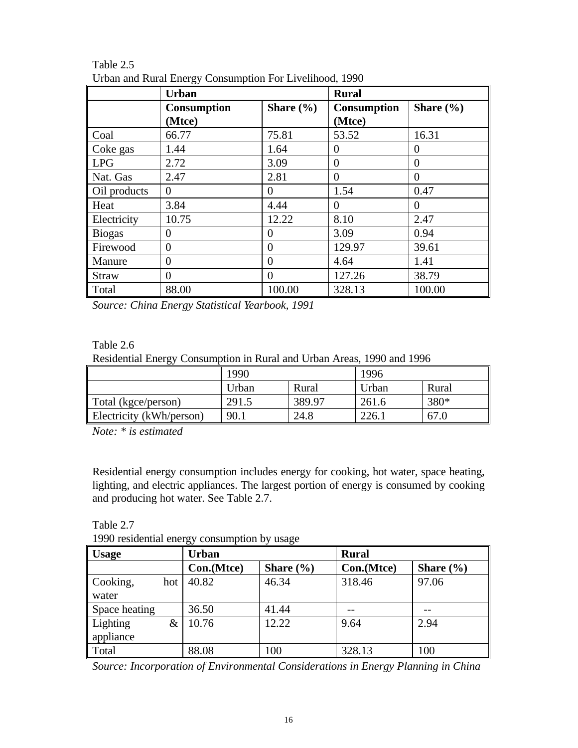Table 2.5
Urban and Rural Energy Consumption For Livelihood, 1990

| | **Urban** | | **Rural** | |
|---|---|---|---|---|
| | **Consumption (Mtce)** | **Share (%)** | **Consumption (Mtce)** | **Share (%)** |
| Coal | 66.77 | 75.81 | 53.52 | 16.31 |
| Coke gas | 1.44 | 1.64 | 0 | 0 |
| LPG | 2.72 | 3.09 | 0 | 0 |
| Nat. Gas | 2.47 | 2.81 | 0 | 0 |
| Oil products | 0 | 0 | 1.54 | 0.47 |
| Heat | 3.84 | 4.44 | 0 | 0 |
| Electricity | 10.75 | 12.22 | 8.10 | 2.47 |
| Biogas | 0 | 0 | 3.09 | 0.94 |
| Firewood | 0 | 0 | 129.97 | 39.61 |
| Manure | 0 | 0 | 4.64 | 1.41 |
| Straw | 0 | 0 | 127.26 | 38.79 |
| Total | 88.00 | 100.00 | 328.13 | 100.00 |

*Source: China Energy Statistical Yearbook, 1991*

Table 2.6
Residential Energy Consumption in Rural and Urban Areas, 1990 and 1996

| | 1990 | | 1996 | |
|---|---|---|---|---|
| | Urban | Rural | Urban | Rural |
| Total (kgce/person) | 291.5 | 389.97 | 261.6 | 380* |
| Electricity (kWh/person) | 90.1 | 24.8 | 226.1 | 67.0 |

*Note: * is estimated*

Residential energy consumption includes energy for cooking, hot water, space heating, lighting, and electric appliances. The largest portion of energy is consumed by cooking and producing hot water. See Table 2.7.

Table 2.7
1990 residential energy consumption by usage

| **Usage** | **Urban** | | **Rural** | |
|---|---|---|---|---|
| | **Con.(Mtce)** | **Share (%)** | **Con.(Mtce)** | **Share (%)** |
| Cooking, hot water | 40.82 | 46.34 | 318.46 | 97.06 |
| Space heating | 36.50 | 41.44 | -- | -- |
| Lighting & appliance | 10.76 | 12.22 | 9.64 | 2.94 |
| Total | 88.08 | 100 | 328.13 | 100 |

*Source: Incorporation of Environmental Considerations in Energy Planning in China*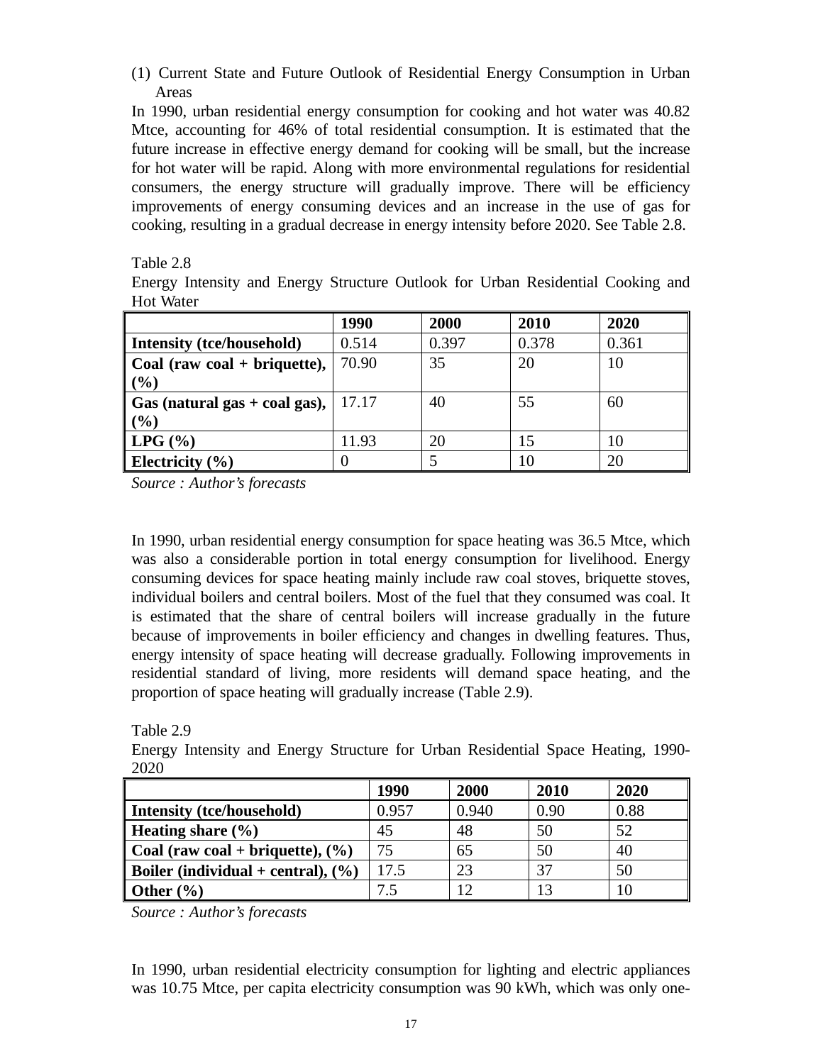(1) Current State and Future Outlook of Residential Energy Consumption in Urban Areas

In 1990, urban residential energy consumption for cooking and hot water was 40.82 Mtce, accounting for 46% of total residential consumption. It is estimated that the future increase in effective energy demand for cooking will be small, but the increase for hot water will be rapid. Along with more environmental regulations for residential consumers, the energy structure will gradually improve. There will be efficiency improvements of energy consuming devices and an increase in the use of gas for cooking, resulting in a gradual decrease in energy intensity before 2020. See Table 2.8.

Table 2.8

Energy Intensity and Energy Structure Outlook for Urban Residential Cooking and Hot Water

| | **1990** | **2000** | **2010** | **2020** |
|---|---|---|---|---|
| **Intensity (tce/household)** | 0.514 | 0.397 | 0.378 | 0.361 |
| **Coal (raw coal + briquette), (%)** | 70.90 | 35 | 20 | 10 |
| **Gas (natural gas + coal gas), (%)** | 17.17 | 40 | 55 | 60 |
| **LPG (%)** | 11.93 | 20 | 15 | 10 |
| **Electricity (%)** | 0 | 5 | 10 | 20 |

*Source : Author's forecasts*

In 1990, urban residential energy consumption for space heating was 36.5 Mtce, which was also a considerable portion in total energy consumption for livelihood. Energy consuming devices for space heating mainly include raw coal stoves, briquette stoves, individual boilers and central boilers. Most of the fuel that they consumed was coal. It is estimated that the share of central boilers will increase gradually in the future because of improvements in boiler efficiency and changes in dwelling features. Thus, energy intensity of space heating will decrease gradually. Following improvements in residential standard of living, more residents will demand space heating, and the proportion of space heating will gradually increase (Table 2.9).

Table 2.9

Energy Intensity and Energy Structure for Urban Residential Space Heating, 1990-2020

| | **1990** | **2000** | **2010** | **2020** |
|---|---|---|---|---|
| **Intensity (tce/household)** | 0.957 | 0.940 | 0.90 | 0.88 |
| **Heating share (%)** | 45 | 48 | 50 | 52 |
| **Coal (raw coal + briquette), (%)** | 75 | 65 | 50 | 40 |
| **Boiler (individual + central), (%)** | 17.5 | 23 | 37 | 50 |
| **Other (%)** | 7.5 | 12 | 13 | 10 |

*Source : Author's forecasts*

In 1990, urban residential electricity consumption for lighting and electric appliances was 10.75 Mtce, per capita electricity consumption was 90 kWh, which was only one-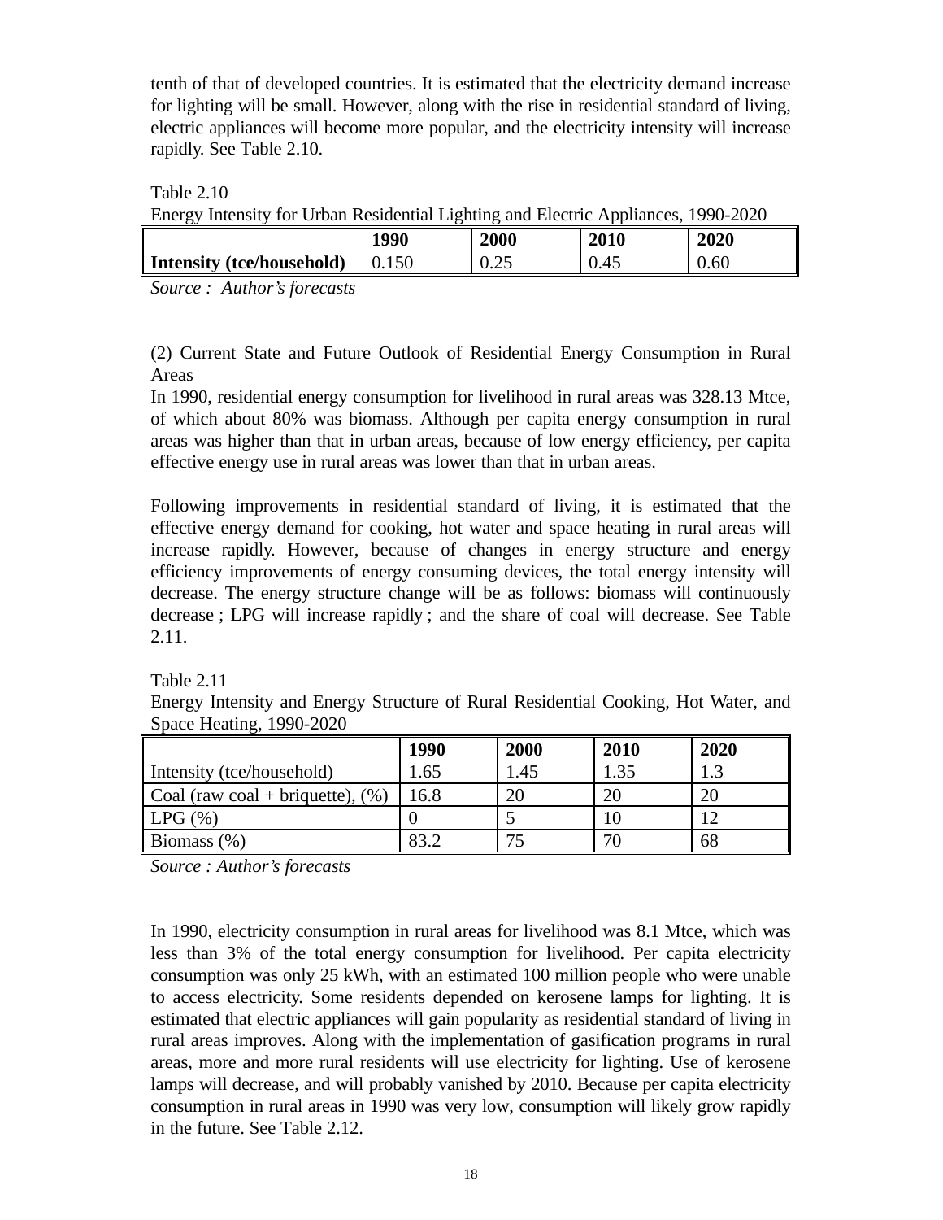tenth of that of developed countries. It is estimated that the electricity demand increase for lighting will be small. However, along with the rise in residential standard of living, electric appliances will become more popular, and the electricity intensity will increase rapidly. See Table 2.10.

Table 2.10
Energy Intensity for Urban Residential Lighting and Electric Appliances, 1990-2020

| | **1990** | **2000** | **2010** | **2020** |
|---|---|---|---|---|
| **Intensity (tce/household)** | 0.150 | 0.25 | 0.45 | 0.60 |

*Source : Author's forecasts*

(2) Current State and Future Outlook of Residential Energy Consumption in Rural Areas

In 1990, residential energy consumption for livelihood in rural areas was 328.13 Mtce, of which about 80% was biomass. Although per capita energy consumption in rural areas was higher than that in urban areas, because of low energy efficiency, per capita effective energy use in rural areas was lower than that in urban areas.

Following improvements in residential standard of living, it is estimated that the effective energy demand for cooking, hot water and space heating in rural areas will increase rapidly. However, because of changes in energy structure and energy efficiency improvements of energy consuming devices, the total energy intensity will decrease. The energy structure change will be as follows: biomass will continuously decrease ; LPG will increase rapidly ; and the share of coal will decrease. See Table 2.11.

Table 2.11
Energy Intensity and Energy Structure of Rural Residential Cooking, Hot Water, and Space Heating, 1990-2020

| | **1990** | **2000** | **2010** | **2020** |
|---|---|---|---|---|
| Intensity (tce/household) | 1.65 | 1.45 | 1.35 | 1.3 |
| Coal (raw coal + briquette), (%) | 16.8 | 20 | 20 | 20 |
| LPG (%) | 0 | 5 | 10 | 12 |
| Biomass (%) | 83.2 | 75 | 70 | 68 |

*Source : Author's forecasts*

In 1990, electricity consumption in rural areas for livelihood was 8.1 Mtce, which was less than 3% of the total energy consumption for livelihood. Per capita electricity consumption was only 25 kWh, with an estimated 100 million people who were unable to access electricity. Some residents depended on kerosene lamps for lighting. It is estimated that electric appliances will gain popularity as residential standard of living in rural areas improves. Along with the implementation of gasification programs in rural areas, more and more rural residents will use electricity for lighting. Use of kerosene lamps will decrease, and will probably vanished by 2010. Because per capita electricity consumption in rural areas in 1990 was very low, consumption will likely grow rapidly in the future. See Table 2.12.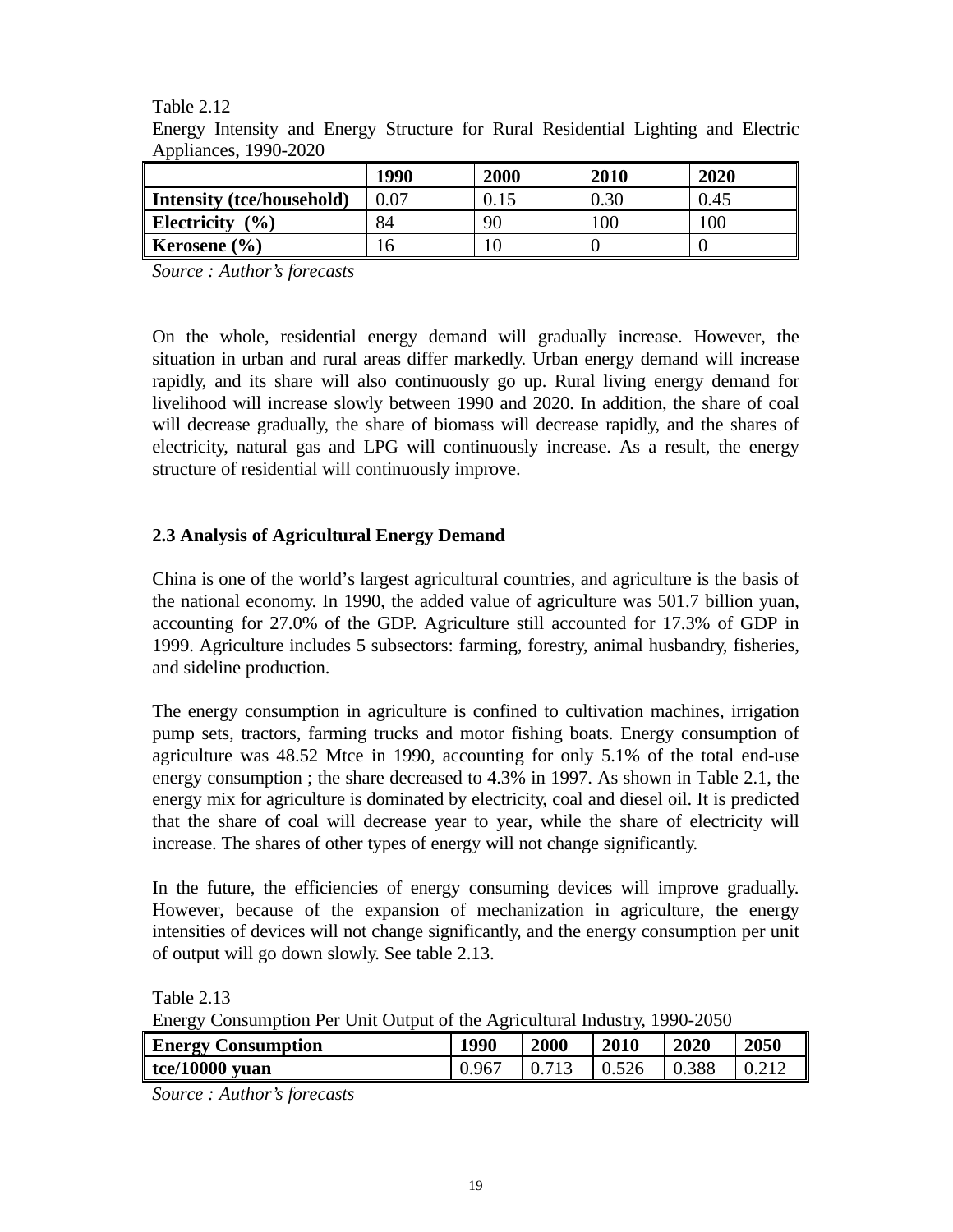Table 2.12
Energy Intensity and Energy Structure for Rural Residential Lighting and Electric Appliances, 1990-2020

| | 1990 | 2000 | 2010 | 2020 |
|---|---|---|---|---|
| **Intensity (tce/household)** | 0.07 | 0.15 | 0.30 | 0.45 |
| **Electricity (%)** | 84 | 90 | 100 | 100 |
| **Kerosene (%)** | 16 | 10 | 0 | 0 |

*Source : Author's forecasts*

On the whole, residential energy demand will gradually increase. However, the situation in urban and rural areas differ markedly. Urban energy demand will increase rapidly, and its share will also continuously go up. Rural living energy demand for livelihood will increase slowly between 1990 and 2020. In addition, the share of coal will decrease gradually, the share of biomass will decrease rapidly, and the shares of electricity, natural gas and LPG will continuously increase. As a result, the energy structure of residential will continuously improve.

### 2.3 Analysis of Agricultural Energy Demand

China is one of the world's largest agricultural countries, and agriculture is the basis of the national economy. In 1990, the added value of agriculture was 501.7 billion yuan, accounting for 27.0% of the GDP. Agriculture still accounted for 17.3% of GDP in 1999. Agriculture includes 5 subsectors: farming, forestry, animal husbandry, fisheries, and sideline production.

The energy consumption in agriculture is confined to cultivation machines, irrigation pump sets, tractors, farming trucks and motor fishing boats. Energy consumption of agriculture was 48.52 Mtce in 1990, accounting for only 5.1% of the total end-use energy consumption ; the share decreased to 4.3% in 1997. As shown in Table 2.1, the energy mix for agriculture is dominated by electricity, coal and diesel oil. It is predicted that the share of coal will decrease year to year, while the share of electricity will increase. The shares of other types of energy will not change significantly.

In the future, the efficiencies of energy consuming devices will improve gradually. However, because of the expansion of mechanization in agriculture, the energy intensities of devices will not change significantly, and the energy consumption per unit of output will go down slowly. See table 2.13.

Table 2.13
Energy Consumption Per Unit Output of the Agricultural Industry, 1990-2050

| Energy Consumption | 1990 | 2000 | 2010 | 2020 | 2050 |
|---|---|---|---|---|---|
| **tce/10000 yuan** | 0.967 | 0.713 | 0.526 | 0.388 | 0.212 |

*Source : Author's forecasts*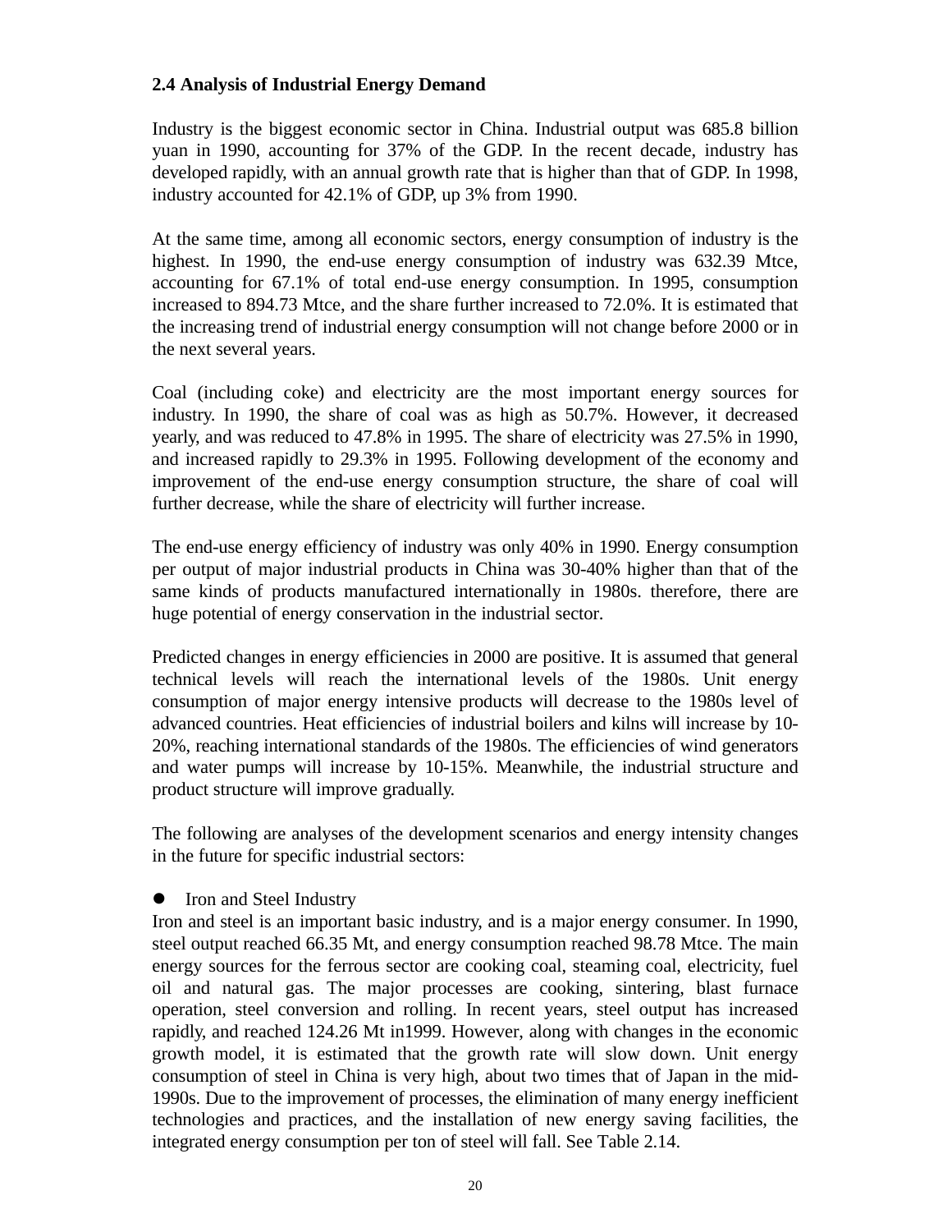**2.4 Analysis of Industrial Energy Demand**

Industry is the biggest economic sector in China. Industrial output was 685.8 billion yuan in 1990, accounting for 37% of the GDP. In the recent decade, industry has developed rapidly, with an annual growth rate that is higher than that of GDP. In 1998, industry accounted for 42.1% of GDP, up 3% from 1990.

At the same time, among all economic sectors, energy consumption of industry is the highest. In 1990, the end-use energy consumption of industry was 632.39 Mtce, accounting for 67.1% of total end-use energy consumption. In 1995, consumption increased to 894.73 Mtce, and the share further increased to 72.0%. It is estimated that the increasing trend of industrial energy consumption will not change before 2000 or in the next several years.

Coal (including coke) and electricity are the most important energy sources for industry. In 1990, the share of coal was as high as 50.7%. However, it decreased yearly, and was reduced to 47.8% in 1995. The share of electricity was 27.5% in 1990, and increased rapidly to 29.3% in 1995. Following development of the economy and improvement of the end-use energy consumption structure, the share of coal will further decrease, while the share of electricity will further increase.

The end-use energy efficiency of industry was only 40% in 1990. Energy consumption per output of major industrial products in China was 30-40% higher than that of the same kinds of products manufactured internationally in 1980s. therefore, there are huge potential of energy conservation in the industrial sector.

Predicted changes in energy efficiencies in 2000 are positive. It is assumed that general technical levels will reach the international levels of the 1980s. Unit energy consumption of major energy intensive products will decrease to the 1980s level of advanced countries. Heat efficiencies of industrial boilers and kilns will increase by 10-20%, reaching international standards of the 1980s. The efficiencies of wind generators and water pumps will increase by 10-15%. Meanwhile, the industrial structure and product structure will improve gradually.

The following are analyses of the development scenarios and energy intensity changes in the future for specific industrial sectors:

- Iron and Steel Industry

Iron and steel is an important basic industry, and is a major energy consumer. In 1990, steel output reached 66.35 Mt, and energy consumption reached 98.78 Mtce. The main energy sources for the ferrous sector are cooking coal, steaming coal, electricity, fuel oil and natural gas. The major processes are cooking, sintering, blast furnace operation, steel conversion and rolling. In recent years, steel output has increased rapidly, and reached 124.26 Mt in1999. However, along with changes in the economic growth model, it is estimated that the growth rate will slow down. Unit energy consumption of steel in China is very high, about two times that of Japan in the mid-1990s. Due to the improvement of processes, the elimination of many energy inefficient technologies and practices, and the installation of new energy saving facilities, the integrated energy consumption per ton of steel will fall. See Table 2.14.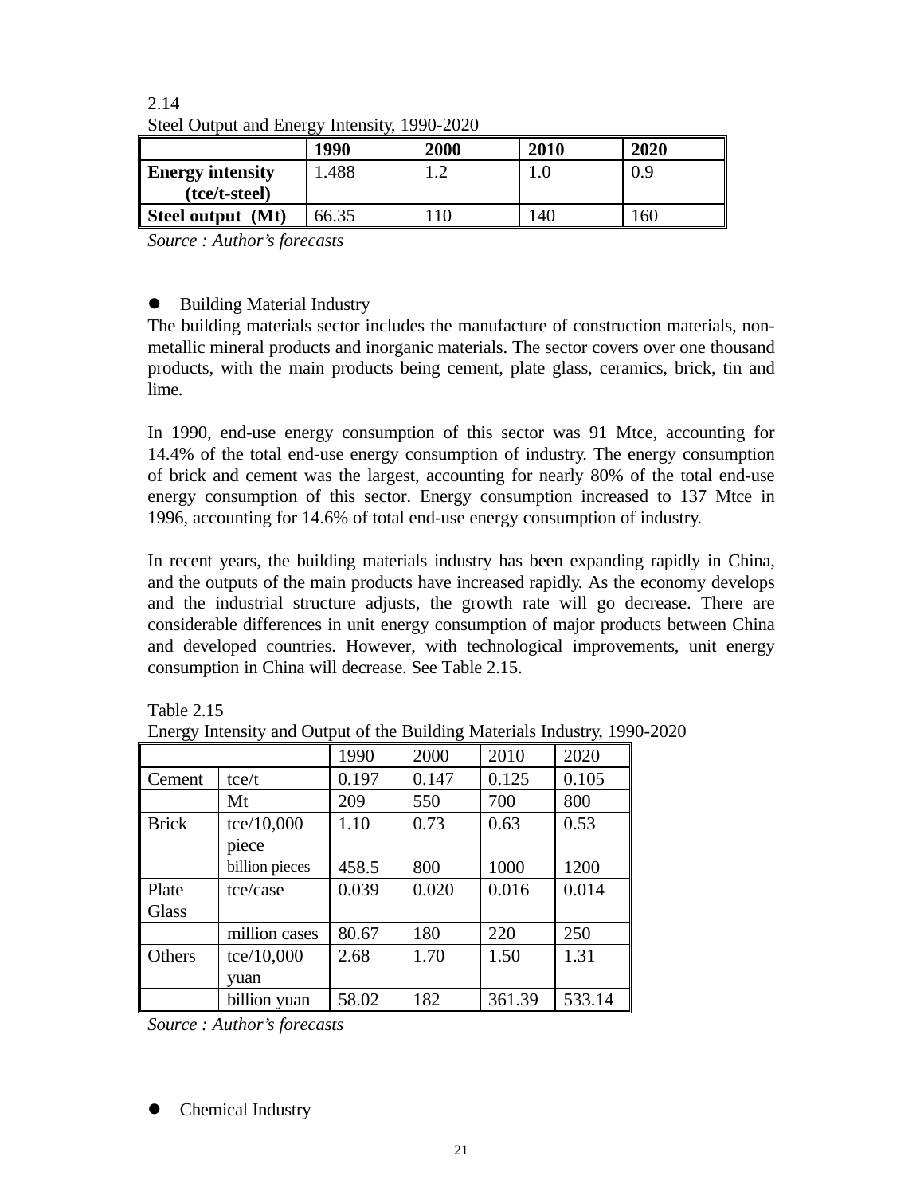2.14
Steel Output and Energy Intensity, 1990-2020

| | **1990** | **2000** | **2010** | **2020** |
|---|---|---|---|---|
| **Energy intensity (tce/t-steel)** | 1.488 | 1.2 | 1.0 | 0.9 |
| **Steel output (Mt)** | 66.35 | 110 | 140 | 160 |

*Source : Author's forecasts*

- Building Material Industry

The building materials sector includes the manufacture of construction materials, non-metallic mineral products and inorganic materials. The sector covers over one thousand products, with the main products being cement, plate glass, ceramics, brick, tin and lime.

In 1990, end-use energy consumption of this sector was 91 Mtce, accounting for 14.4% of the total end-use energy consumption of industry. The energy consumption of brick and cement was the largest, accounting for nearly 80% of the total end-use energy consumption of this sector. Energy consumption increased to 137 Mtce in 1996, accounting for 14.6% of total end-use energy consumption of industry.

In recent years, the building materials industry has been expanding rapidly in China, and the outputs of the main products have increased rapidly. As the economy develops and the industrial structure adjusts, the growth rate will go decrease. There are considerable differences in unit energy consumption of major products between China and developed countries. However, with technological improvements, unit energy consumption in China will decrease. See Table 2.15.

Table 2.15
Energy Intensity and Output of the Building Materials Industry, 1990-2020

| | | 1990 | 2000 | 2010 | 2020 |
|---|---|---|---|---|---|
| Cement | tce/t | 0.197 | 0.147 | 0.125 | 0.105 |
| | Mt | 209 | 550 | 700 | 800 |
| Brick | tce/10,000 piece | 1.10 | 0.73 | 0.63 | 0.53 |
| | billion pieces | 458.5 | 800 | 1000 | 1200 |
| Plate Glass | tce/case | 0.039 | 0.020 | 0.016 | 0.014 |
| | million cases | 80.67 | 180 | 220 | 250 |
| Others | tce/10,000 yuan | 2.68 | 1.70 | 1.50 | 1.31 |
| | billion yuan | 58.02 | 182 | 361.39 | 533.14 |

*Source : Author's forecasts*

- Chemical Industry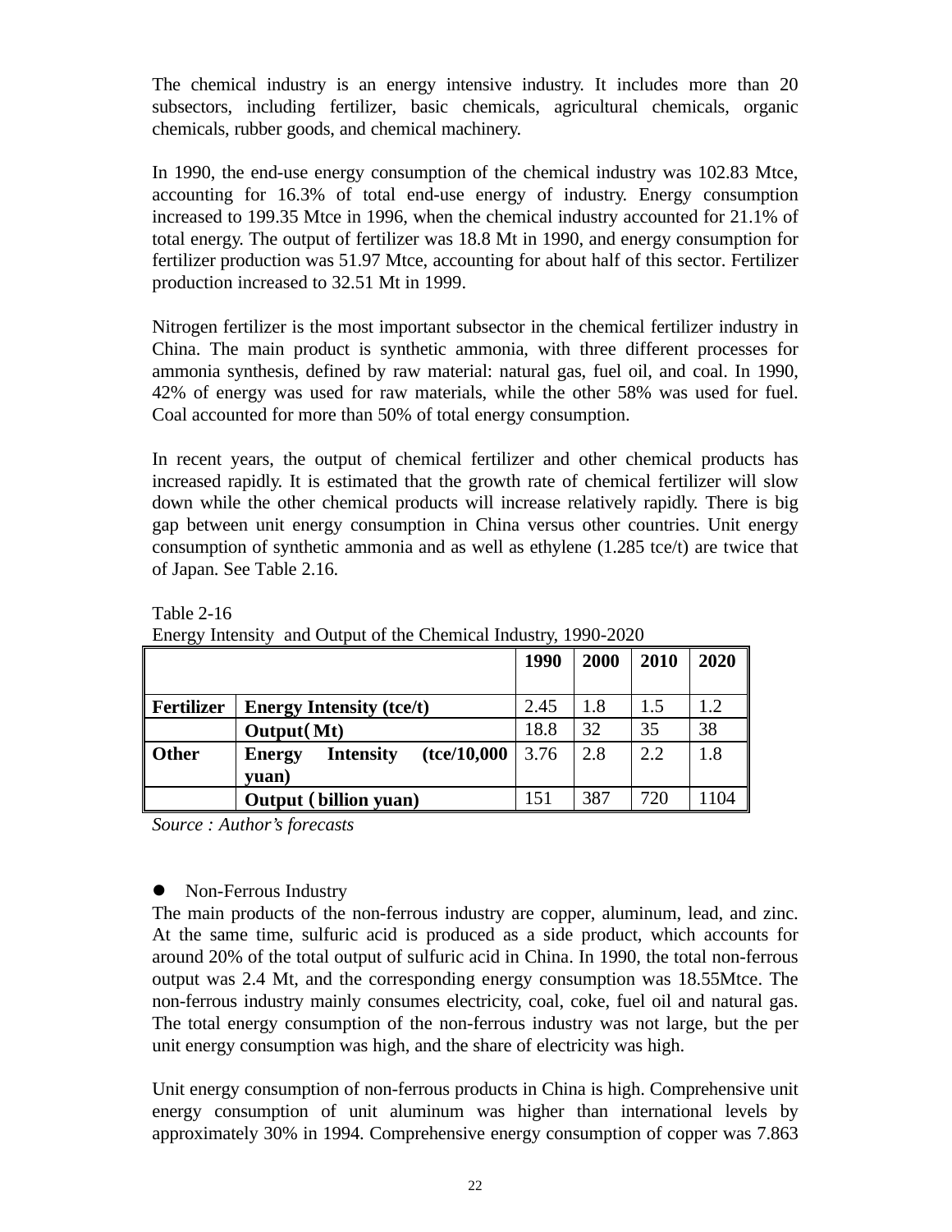The chemical industry is an energy intensive industry. It includes more than 20 subsectors, including fertilizer, basic chemicals, agricultural chemicals, organic chemicals, rubber goods, and chemical machinery.

In 1990, the end-use energy consumption of the chemical industry was 102.83 Mtce, accounting for 16.3% of total end-use energy of industry. Energy consumption increased to 199.35 Mtce in 1996, when the chemical industry accounted for 21.1% of total energy. The output of fertilizer was 18.8 Mt in 1990, and energy consumption for fertilizer production was 51.97 Mtce, accounting for about half of this sector. Fertilizer production increased to 32.51 Mt in 1999.

Nitrogen fertilizer is the most important subsector in the chemical fertilizer industry in China. The main product is synthetic ammonia, with three different processes for ammonia synthesis, defined by raw material: natural gas, fuel oil, and coal. In 1990, 42% of energy was used for raw materials, while the other 58% was used for fuel. Coal accounted for more than 50% of total energy consumption.

In recent years, the output of chemical fertilizer and other chemical products has increased rapidly. It is estimated that the growth rate of chemical fertilizer will slow down while the other chemical products will increase relatively rapidly. There is big gap between unit energy consumption in China versus other countries. Unit energy consumption of synthetic ammonia and as well as ethylene (1.285 tce/t) are twice that of Japan. See Table 2.16.

Table 2-16
Energy Intensity and Output of the Chemical Industry, 1990-2020

| | | 1990 | 2000 | 2010 | 2020 |
|---|---|---|---|---|---|
| **Fertilizer** | **Energy Intensity (tce/t)** | 2.45 | 1.8 | 1.5 | 1.2 |
| | **Output(Mt)** | 18.8 | 32 | 35 | 38 |
| **Other** | **Energy Intensity (tce/10,000 yuan)** | 3.76 | 2.8 | 2.2 | 1.8 |
| | **Output (billion yuan)** | 151 | 387 | 720 | 1104 |

*Source : Author's forecasts*

- Non-Ferrous Industry

The main products of the non-ferrous industry are copper, aluminum, lead, and zinc. At the same time, sulfuric acid is produced as a side product, which accounts for around 20% of the total output of sulfuric acid in China. In 1990, the total non-ferrous output was 2.4 Mt, and the corresponding energy consumption was 18.55Mtce. The non-ferrous industry mainly consumes electricity, coal, coke, fuel oil and natural gas. The total energy consumption of the non-ferrous industry was not large, but the per unit energy consumption was high, and the share of electricity was high.

Unit energy consumption of non-ferrous products in China is high. Comprehensive unit energy consumption of unit aluminum was higher than international levels by approximately 30% in 1994. Comprehensive energy consumption of copper was 7.863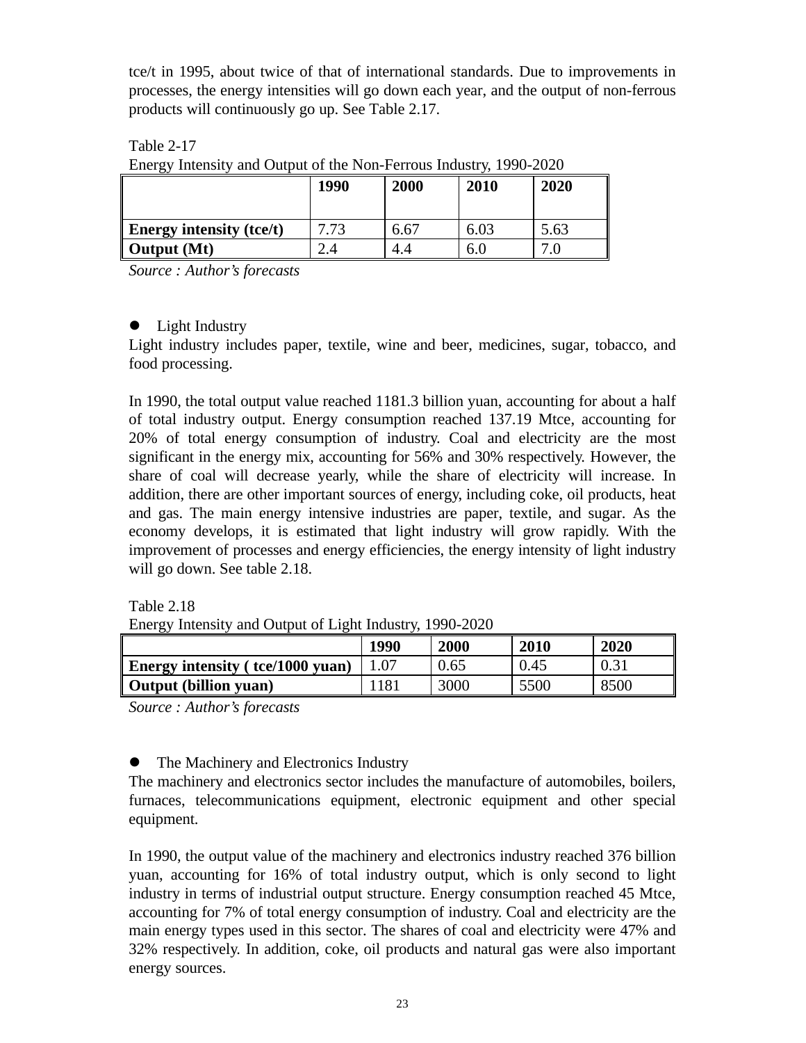tce/t in 1995, about twice of that of international standards. Due to improvements in processes, the energy intensities will go down each year, and the output of non-ferrous products will continuously go up. See Table 2.17.

Table 2-17
Energy Intensity and Output of the Non-Ferrous Industry, 1990-2020

| | 1990 | 2000 | 2010 | 2020 |
|---|---|---|---|---|
| **Energy intensity (tce/t)** | 7.73 | 6.67 | 6.03 | 5.63 |
| **Output (Mt)** | 2.4 | 4.4 | 6.0 | 7.0 |

*Source : Author's forecasts*

- Light Industry

Light industry includes paper, textile, wine and beer, medicines, sugar, tobacco, and food processing.

In 1990, the total output value reached 1181.3 billion yuan, accounting for about a half of total industry output. Energy consumption reached 137.19 Mtce, accounting for 20% of total energy consumption of industry. Coal and electricity are the most significant in the energy mix, accounting for 56% and 30% respectively. However, the share of coal will decrease yearly, while the share of electricity will increase. In addition, there are other important sources of energy, including coke, oil products, heat and gas. The main energy intensive industries are paper, textile, and sugar. As the economy develops, it is estimated that light industry will grow rapidly. With the improvement of processes and energy efficiencies, the energy intensity of light industry will go down. See table 2.18.

Table 2.18
Energy Intensity and Output of Light Industry, 1990-2020

| | 1990 | 2000 | 2010 | 2020 |
|---|---|---|---|---|
| **Energy intensity ( tce/1000 yuan)** | 1.07 | 0.65 | 0.45 | 0.31 |
| **Output (billion yuan)** | 1181 | 3000 | 5500 | 8500 |

*Source : Author's forecasts*

- The Machinery and Electronics Industry

The machinery and electronics sector includes the manufacture of automobiles, boilers, furnaces, telecommunications equipment, electronic equipment and other special equipment.

In 1990, the output value of the machinery and electronics industry reached 376 billion yuan, accounting for 16% of total industry output, which is only second to light industry in terms of industrial output structure. Energy consumption reached 45 Mtce, accounting for 7% of total energy consumption of industry. Coal and electricity are the main energy types used in this sector. The shares of coal and electricity were 47% and 32% respectively. In addition, coke, oil products and natural gas were also important energy sources.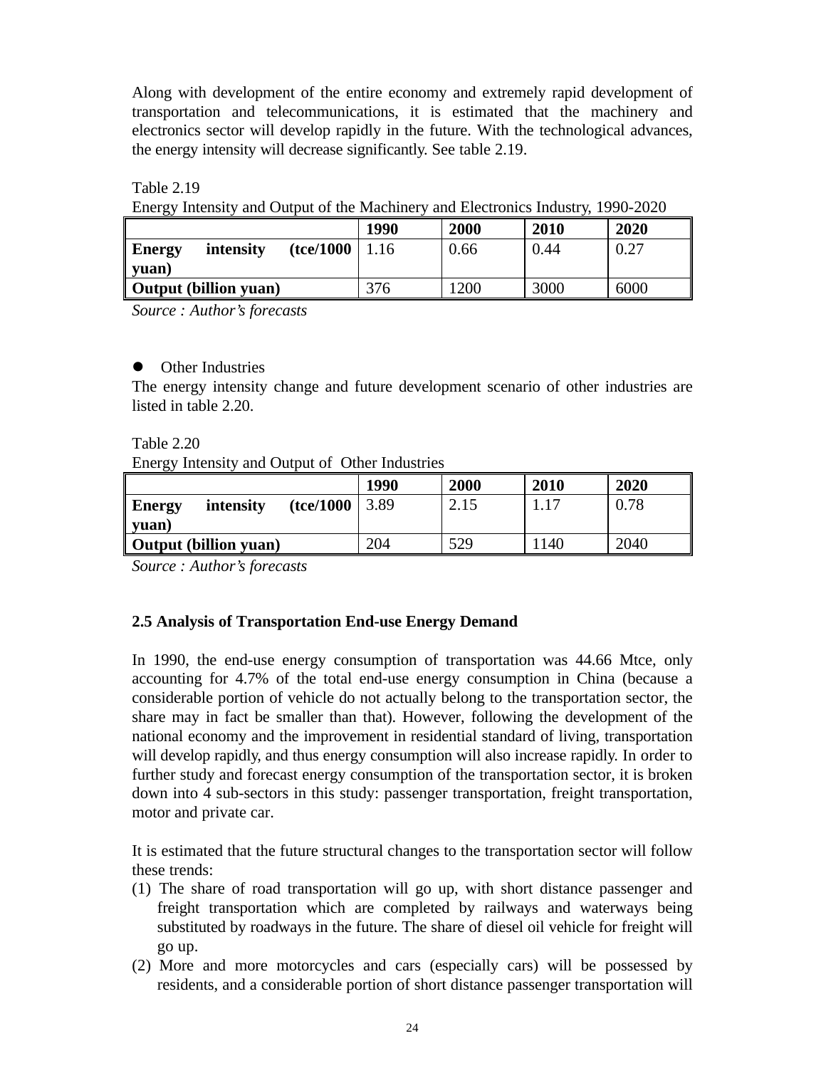Along with development of the entire economy and extremely rapid development of transportation and telecommunications, it is estimated that the machinery and electronics sector will develop rapidly in the future. With the technological advances, the energy intensity will decrease significantly. See table 2.19.

Table 2.19
Energy Intensity and Output of the Machinery and Electronics Industry, 1990-2020

| | **1990** | **2000** | **2010** | **2020** |
|---|---|---|---|---|
| **Energy intensity (tce/1000 yuan)** | 1.16 | 0.66 | 0.44 | 0.27 |
| **Output (billion yuan)** | 376 | 1200 | 3000 | 6000 |

*Source : Author's forecasts*

- Other Industries

The energy intensity change and future development scenario of other industries are listed in table 2.20.

Table 2.20
Energy Intensity and Output of Other Industries

| | **1990** | **2000** | **2010** | **2020** |
|---|---|---|---|---|
| **Energy intensity (tce/1000 yuan)** | 3.89 | 2.15 | 1.17 | 0.78 |
| **Output (billion yuan)** | 204 | 529 | 1140 | 2040 |

*Source : Author's forecasts*

## 2.5 Analysis of Transportation End-use Energy Demand

In 1990, the end-use energy consumption of transportation was 44.66 Mtce, only accounting for 4.7% of the total end-use energy consumption in China (because a considerable portion of vehicle do not actually belong to the transportation sector, the share may in fact be smaller than that). However, following the development of the national economy and the improvement in residential standard of living, transportation will develop rapidly, and thus energy consumption will also increase rapidly. In order to further study and forecast energy consumption of the transportation sector, it is broken down into 4 sub-sectors in this study: passenger transportation, freight transportation, motor and private car.

It is estimated that the future structural changes to the transportation sector will follow these trends:

(1) The share of road transportation will go up, with short distance passenger and freight transportation which are completed by railways and waterways being substituted by roadways in the future. The share of diesel oil vehicle for freight will go up.

(2) More and more motorcycles and cars (especially cars) will be possessed by residents, and a considerable portion of short distance passenger transportation will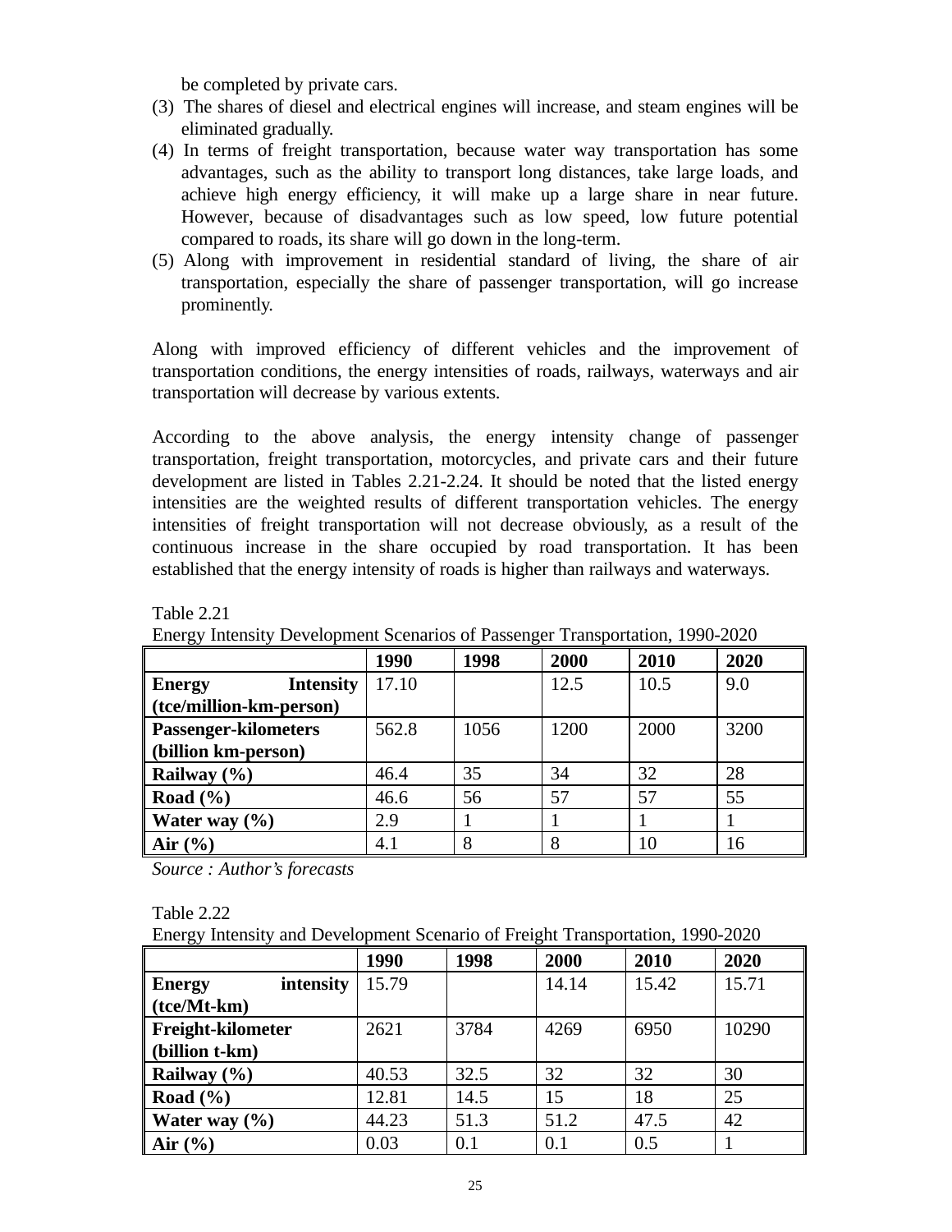be completed by private cars.

(3) The shares of diesel and electrical engines will increase, and steam engines will be eliminated gradually.

(4) In terms of freight transportation, because water way transportation has some advantages, such as the ability to transport long distances, take large loads, and achieve high energy efficiency, it will make up a large share in near future. However, because of disadvantages such as low speed, low future potential compared to roads, its share will go down in the long-term.

(5) Along with improvement in residential standard of living, the share of air transportation, especially the share of passenger transportation, will go increase prominently.

Along with improved efficiency of different vehicles and the improvement of transportation conditions, the energy intensities of roads, railways, waterways and air transportation will decrease by various extents.

According to the above analysis, the energy intensity change of passenger transportation, freight transportation, motorcycles, and private cars and their future development are listed in Tables 2.21-2.24. It should be noted that the listed energy intensities are the weighted results of different transportation vehicles. The energy intensities of freight transportation will not decrease obviously, as a result of the continuous increase in the share occupied by road transportation. It has been established that the energy intensity of roads is higher than railways and waterways.

Table 2.21
Energy Intensity Development Scenarios of Passenger Transportation, 1990-2020

| | **1990** | **1998** | **2000** | **2010** | **2020** |
|---|---|---|---|---|---|
| **Energy Intensity (tce/million-km-person)** | 17.10 | | 12.5 | 10.5 | 9.0 |
| **Passenger-kilometers (billion km-person)** | 562.8 | 1056 | 1200 | 2000 | 3200 |
| **Railway (%)** | 46.4 | 35 | 34 | 32 | 28 |
| **Road (%)** | 46.6 | 56 | 57 | 57 | 55 |
| **Water way (%)** | 2.9 | 1 | 1 | 1 | 1 |
| **Air (%)** | 4.1 | 8 | 8 | 10 | 16 |

*Source : Author's forecasts*

Table 2.22
Energy Intensity and Development Scenario of Freight Transportation, 1990-2020

| | **1990** | **1998** | **2000** | **2010** | **2020** |
|---|---|---|---|---|---|
| **Energy intensity (tce/Mt-km)** | 15.79 | | 14.14 | 15.42 | 15.71 |
| **Freight-kilometer (billion t-km)** | 2621 | 3784 | 4269 | 6950 | 10290 |
| **Railway (%)** | 40.53 | 32.5 | 32 | 32 | 30 |
| **Road (%)** | 12.81 | 14.5 | 15 | 18 | 25 |
| **Water way (%)** | 44.23 | 51.3 | 51.2 | 47.5 | 42 |
| **Air (%)** | 0.03 | 0.1 | 0.1 | 0.5 | 1 |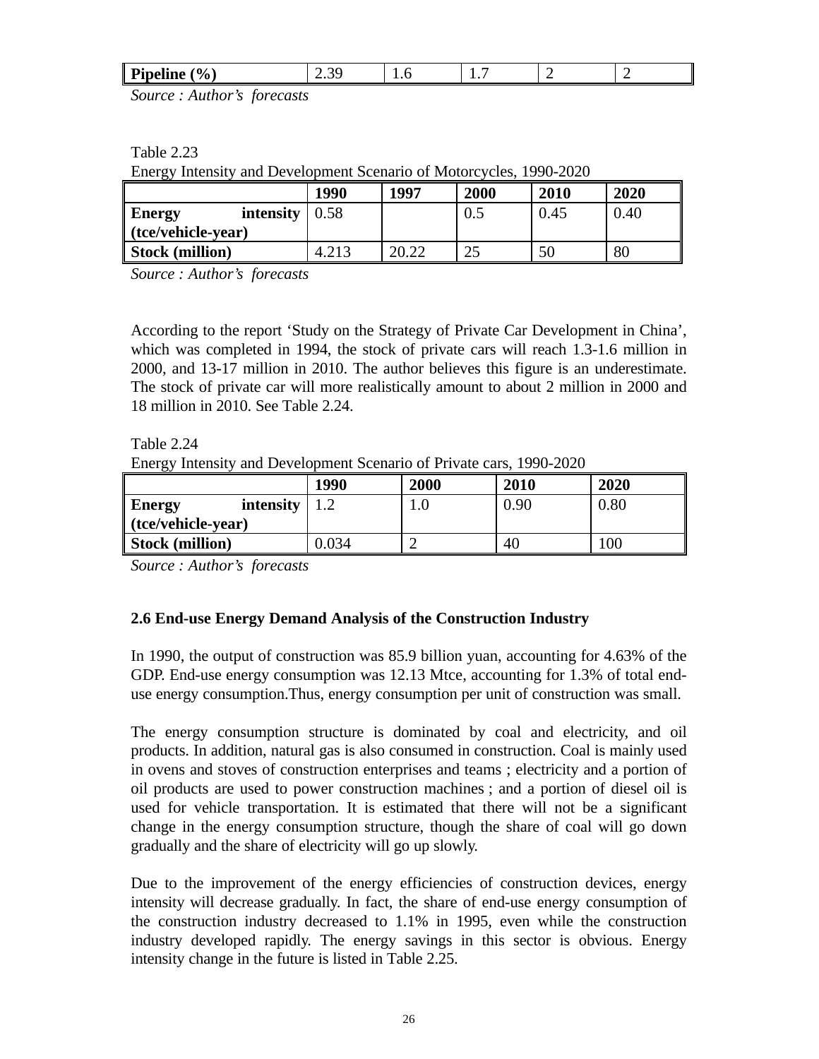| Pipeline (%) | 2.39 | 1.6 | 1.7 | 2 | 2 |
|---|---|---|---|---|---|

*Source : Author's forecasts*

Table 2.23
Energy Intensity and Development Scenario of Motorcycles, 1990-2020

| | 1990 | 1997 | 2000 | 2010 | 2020 |
|---|---|---|---|---|---|
| **Energy intensity (tce/vehicle-year)** | 0.58 | | 0.5 | 0.45 | 0.40 |
| **Stock (million)** | 4.213 | 20.22 | 25 | 50 | 80 |

*Source : Author's forecasts*

According to the report 'Study on the Strategy of Private Car Development in China', which was completed in 1994, the stock of private cars will reach 1.3-1.6 million in 2000, and 13-17 million in 2010. The author believes this figure is an underestimate. The stock of private car will more realistically amount to about 2 million in 2000 and 18 million in 2010. See Table 2.24.

Table 2.24
Energy Intensity and Development Scenario of Private cars, 1990-2020

| | 1990 | 2000 | 2010 | 2020 |
|---|---|---|---|---|
| **Energy intensity (tce/vehicle-year)** | 1.2 | 1.0 | 0.90 | 0.80 |
| **Stock (million)** | 0.034 | 2 | 40 | 100 |

*Source : Author's forecasts*

## 2.6 End-use Energy Demand Analysis of the Construction Industry

In 1990, the output of construction was 85.9 billion yuan, accounting for 4.63% of the GDP. End-use energy consumption was 12.13 Mtce, accounting for 1.3% of total end-use energy consumption.Thus, energy consumption per unit of construction was small.

The energy consumption structure is dominated by coal and electricity, and oil products. In addition, natural gas is also consumed in construction. Coal is mainly used in ovens and stoves of construction enterprises and teams ; electricity and a portion of oil products are used to power construction machines ; and a portion of diesel oil is used for vehicle transportation. It is estimated that there will not be a significant change in the energy consumption structure, though the share of coal will go down gradually and the share of electricity will go up slowly.

Due to the improvement of the energy efficiencies of construction devices, energy intensity will decrease gradually. In fact, the share of end-use energy consumption of the construction industry decreased to 1.1% in 1995, even while the construction industry developed rapidly. The energy savings in this sector is obvious. Energy intensity change in the future is listed in Table 2.25.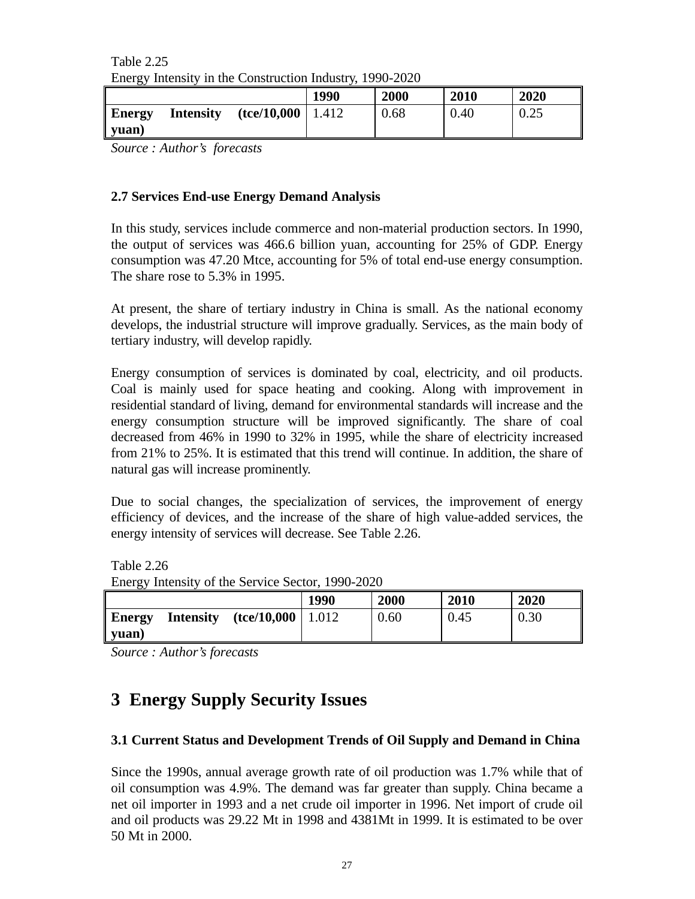Table 2.25
Energy Intensity in the Construction Industry, 1990-2020

| | 1990 | 2000 | 2010 | 2020 |
|---|---|---|---|---|
| **Energy Intensity (tce/10,000 yuan)** | 1.412 | 0.68 | 0.40 | 0.25 |

*Source : Author's forecasts*

### 2.7 Services End-use Energy Demand Analysis

In this study, services include commerce and non-material production sectors. In 1990, the output of services was 466.6 billion yuan, accounting for 25% of GDP. Energy consumption was 47.20 Mtce, accounting for 5% of total end-use energy consumption. The share rose to 5.3% in 1995.

At present, the share of tertiary industry in China is small. As the national economy develops, the industrial structure will improve gradually. Services, as the main body of tertiary industry, will develop rapidly.

Energy consumption of services is dominated by coal, electricity, and oil products. Coal is mainly used for space heating and cooking. Along with improvement in residential standard of living, demand for environmental standards will increase and the energy consumption structure will be improved significantly. The share of coal decreased from 46% in 1990 to 32% in 1995, while the share of electricity increased from 21% to 25%. It is estimated that this trend will continue. In addition, the share of natural gas will increase prominently.

Due to social changes, the specialization of services, the improvement of energy efficiency of devices, and the increase of the share of high value-added services, the energy intensity of services will decrease. See Table 2.26.

Table 2.26
Energy Intensity of the Service Sector, 1990-2020

| | 1990 | 2000 | 2010 | 2020 |
|---|---|---|---|---|
| **Energy Intensity (tce/10,000 yuan)** | 1.012 | 0.60 | 0.45 | 0.30 |

*Source : Author's forecasts*

# 3 Energy Supply Security Issues

### 3.1 Current Status and Development Trends of Oil Supply and Demand in China

Since the 1990s, annual average growth rate of oil production was 1.7% while that of oil consumption was 4.9%. The demand was far greater than supply. China became a net oil importer in 1993 and a net crude oil importer in 1996. Net import of crude oil and oil products was 29.22 Mt in 1998 and 4381Mt in 1999. It is estimated to be over 50 Mt in 2000.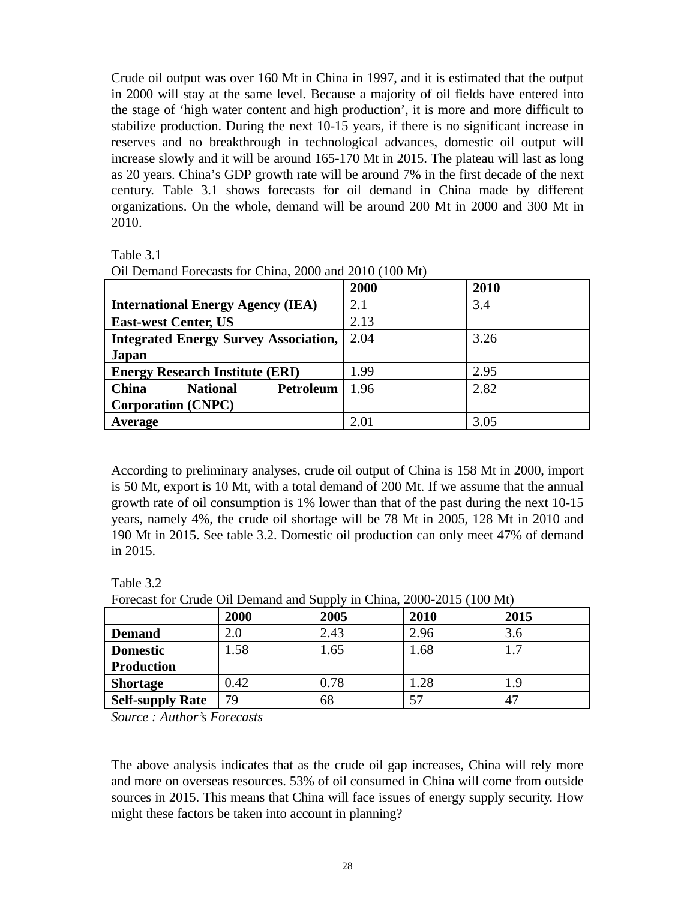Crude oil output was over 160 Mt in China in 1997, and it is estimated that the output in 2000 will stay at the same level. Because a majority of oil fields have entered into the stage of 'high water content and high production', it is more and more difficult to stabilize production. During the next 10-15 years, if there is no significant increase in reserves and no breakthrough in technological advances, domestic oil output will increase slowly and it will be around 165-170 Mt in 2015. The plateau will last as long as 20 years. China's GDP growth rate will be around 7% in the first decade of the next century. Table 3.1 shows forecasts for oil demand in China made by different organizations. On the whole, demand will be around 200 Mt in 2000 and 300 Mt in 2010.

Table 3.1
Oil Demand Forecasts for China, 2000 and 2010 (100 Mt)

| | **2000** | **2010** |
|---|---|---|
| **International Energy Agency (IEA)** | 2.1 | 3.4 |
| **East-west Center, US** | 2.13 | |
| **Integrated Energy Survey Association, Japan** | 2.04 | 3.26 |
| **Energy Research Institute (ERI)** | 1.99 | 2.95 |
| **China National Petroleum Corporation (CNPC)** | 1.96 | 2.82 |
| **Average** | 2.01 | 3.05 |

According to preliminary analyses, crude oil output of China is 158 Mt in 2000, import is 50 Mt, export is 10 Mt, with a total demand of 200 Mt. If we assume that the annual growth rate of oil consumption is 1% lower than that of the past during the next 10-15 years, namely 4%, the crude oil shortage will be 78 Mt in 2005, 128 Mt in 2010 and 190 Mt in 2015. See table 3.2. Domestic oil production can only meet 47% of demand in 2015.

Table 3.2
Forecast for Crude Oil Demand and Supply in China, 2000-2015 (100 Mt)

| | **2000** | **2005** | **2010** | **2015** |
|---|---|---|---|---|
| **Demand** | 2.0 | 2.43 | 2.96 | 3.6 |
| **Domestic Production** | 1.58 | 1.65 | 1.68 | 1.7 |
| **Shortage** | 0.42 | 0.78 | 1.28 | 1.9 |
| **Self-supply Rate** | 79 | 68 | 57 | 47 |

*Source : Author's Forecasts*

The above analysis indicates that as the crude oil gap increases, China will rely more and more on overseas resources. 53% of oil consumed in China will come from outside sources in 2015. This means that China will face issues of energy supply security. How might these factors be taken into account in planning?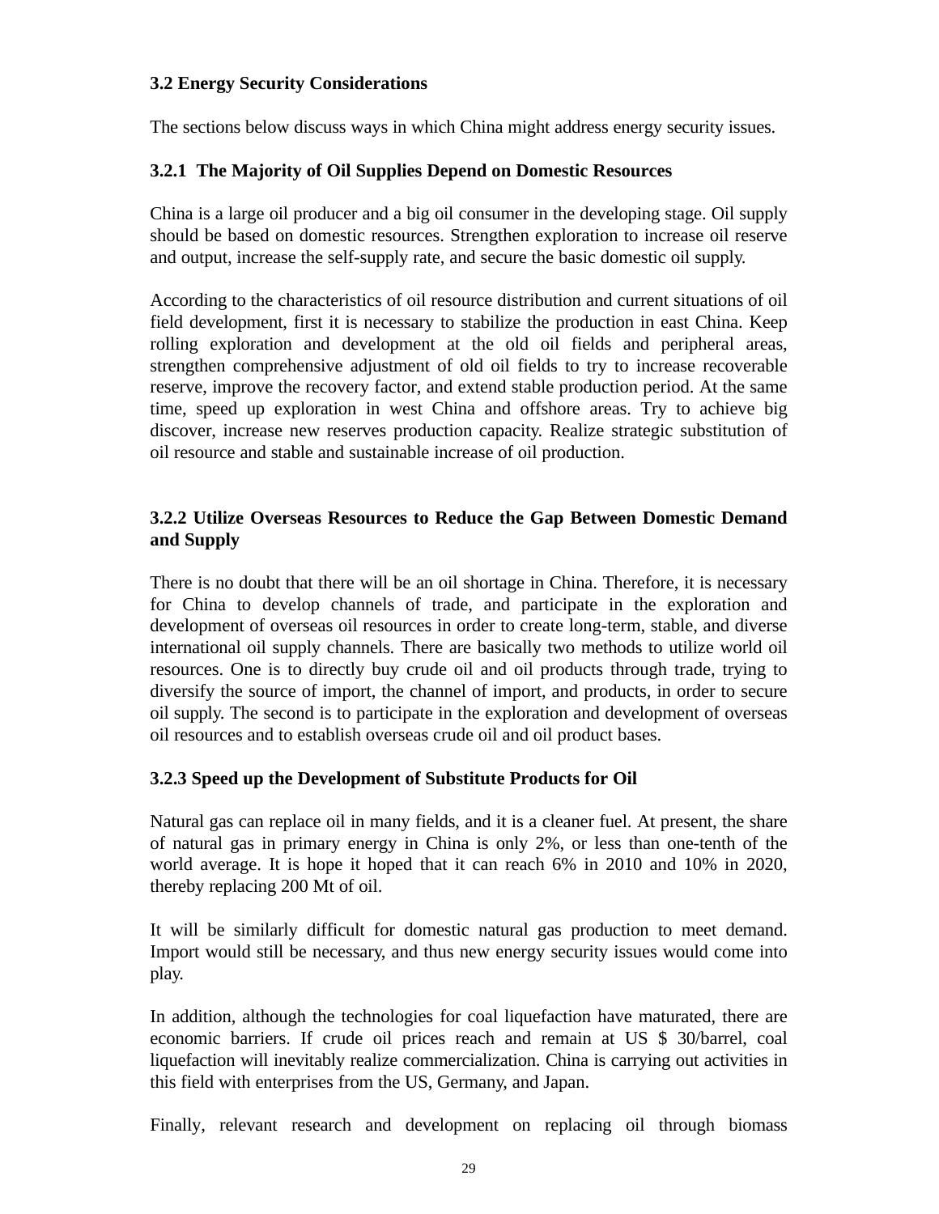### 3.2 Energy Security Considerations

The sections below discuss ways in which China might address energy security issues.

#### 3.2.1 The Majority of Oil Supplies Depend on Domestic Resources

China is a large oil producer and a big oil consumer in the developing stage. Oil supply should be based on domestic resources. Strengthen exploration to increase oil reserve and output, increase the self-supply rate, and secure the basic domestic oil supply.

According to the characteristics of oil resource distribution and current situations of oil field development, first it is necessary to stabilize the production in east China. Keep rolling exploration and development at the old oil fields and peripheral areas, strengthen comprehensive adjustment of old oil fields to try to increase recoverable reserve, improve the recovery factor, and extend stable production period. At the same time, speed up exploration in west China and offshore areas. Try to achieve big discover, increase new reserves production capacity. Realize strategic substitution of oil resource and stable and sustainable increase of oil production.

#### 3.2.2 Utilize Overseas Resources to Reduce the Gap Between Domestic Demand and Supply

There is no doubt that there will be an oil shortage in China. Therefore, it is necessary for China to develop channels of trade, and participate in the exploration and development of overseas oil resources in order to create long-term, stable, and diverse international oil supply channels. There are basically two methods to utilize world oil resources. One is to directly buy crude oil and oil products through trade, trying to diversify the source of import, the channel of import, and products, in order to secure oil supply. The second is to participate in the exploration and development of overseas oil resources and to establish overseas crude oil and oil product bases.

#### 3.2.3 Speed up the Development of Substitute Products for Oil

Natural gas can replace oil in many fields, and it is a cleaner fuel. At present, the share of natural gas in primary energy in China is only 2%, or less than one-tenth of the world average. It is hope it hoped that it can reach 6% in 2010 and 10% in 2020, thereby replacing 200 Mt of oil.

It will be similarly difficult for domestic natural gas production to meet demand. Import would still be necessary, and thus new energy security issues would come into play.

In addition, although the technologies for coal liquefaction have maturated, there are economic barriers. If crude oil prices reach and remain at US $ 30/barrel, coal liquefaction will inevitably realize commercialization. China is carrying out activities in this field with enterprises from the US, Germany, and Japan.

Finally, relevant research and development on replacing oil through biomass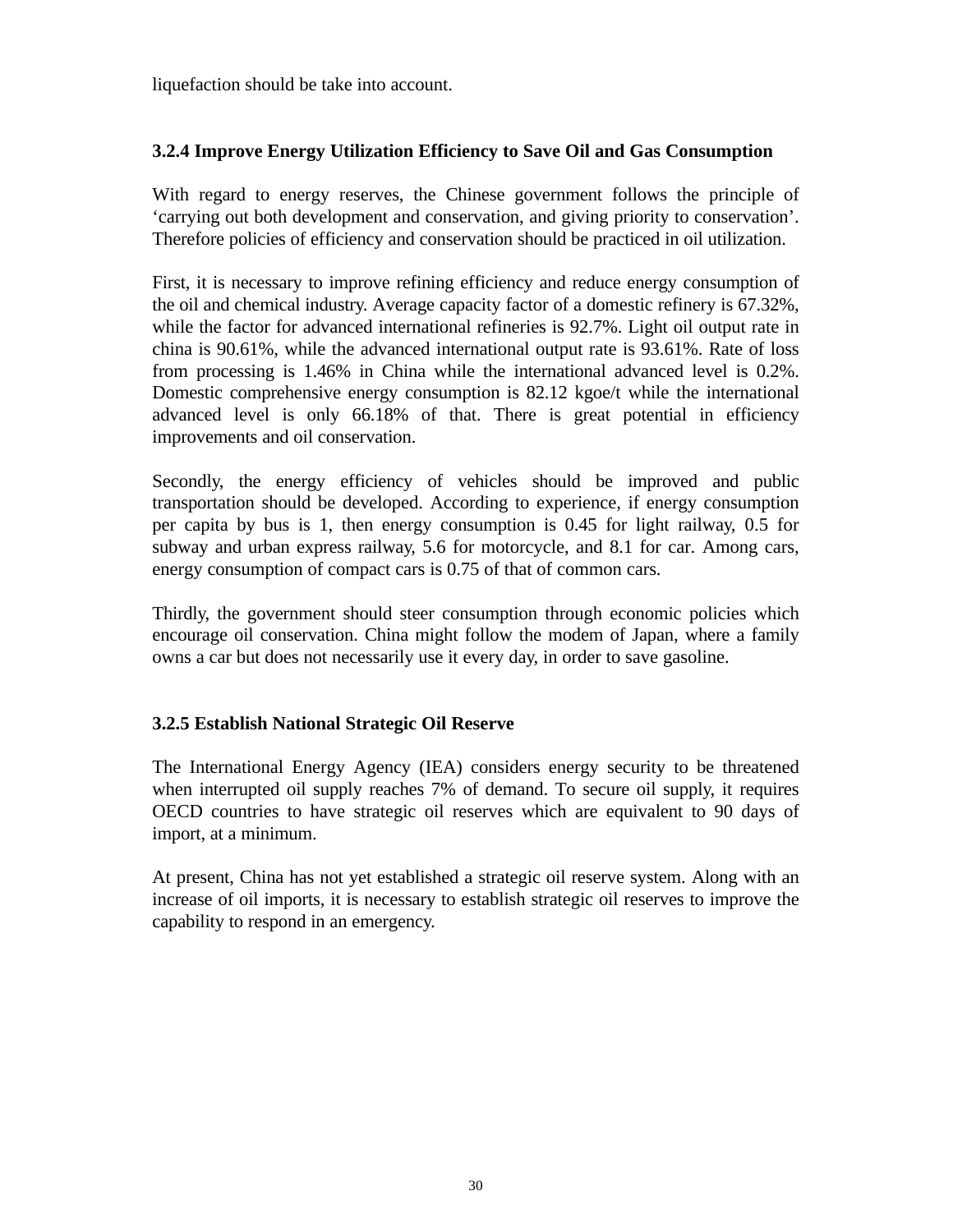liquefaction should be take into account.

### 3.2.4 Improve Energy Utilization Efficiency to Save Oil and Gas Consumption

With regard to energy reserves, the Chinese government follows the principle of ‘carrying out both development and conservation, and giving priority to conservation’. Therefore policies of efficiency and conservation should be practiced in oil utilization.

First, it is necessary to improve refining efficiency and reduce energy consumption of the oil and chemical industry. Average capacity factor of a domestic refinery is 67.32%, while the factor for advanced international refineries is 92.7%. Light oil output rate in china is 90.61%, while the advanced international output rate is 93.61%. Rate of loss from processing is 1.46% in China while the international advanced level is 0.2%. Domestic comprehensive energy consumption is 82.12 kgoe/t while the international advanced level is only 66.18% of that. There is great potential in efficiency improvements and oil conservation.

Secondly, the energy efficiency of vehicles should be improved and public transportation should be developed. According to experience, if energy consumption per capita by bus is 1, then energy consumption is 0.45 for light railway, 0.5 for subway and urban express railway, 5.6 for motorcycle, and 8.1 for car. Among cars, energy consumption of compact cars is 0.75 of that of common cars.

Thirdly, the government should steer consumption through economic policies which encourage oil conservation. China might follow the modem of Japan, where a family owns a car but does not necessarily use it every day, in order to save gasoline.

### 3.2.5 Establish National Strategic Oil Reserve

The International Energy Agency (IEA) considers energy security to be threatened when interrupted oil supply reaches 7% of demand. To secure oil supply, it requires OECD countries to have strategic oil reserves which are equivalent to 90 days of import, at a minimum.

At present, China has not yet established a strategic oil reserve system. Along with an increase of oil imports, it is necessary to establish strategic oil reserves to improve the capability to respond in an emergency.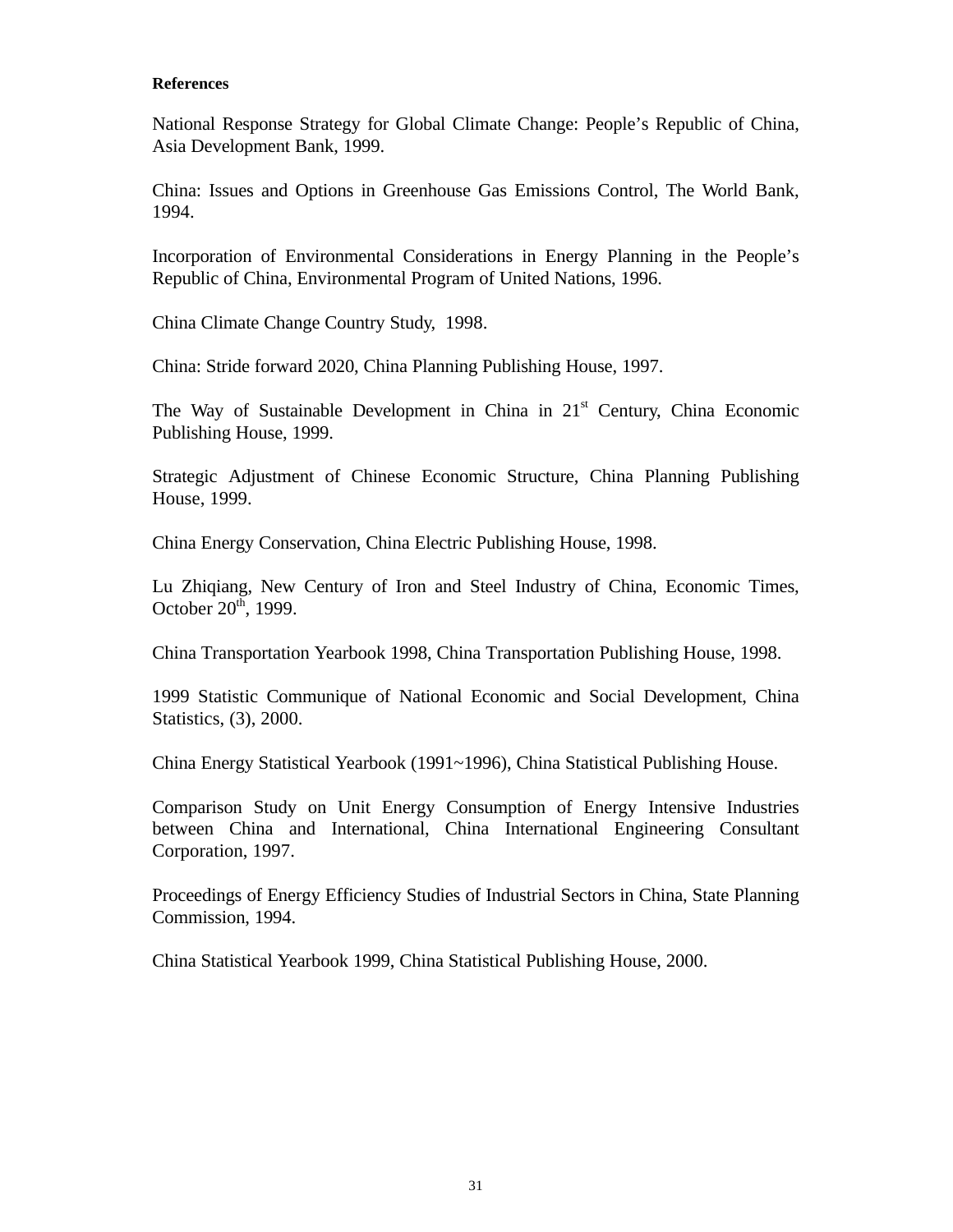**References**

National Response Strategy for Global Climate Change: People's Republic of China, Asia Development Bank, 1999.

China: Issues and Options in Greenhouse Gas Emissions Control, The World Bank, 1994.

Incorporation of Environmental Considerations in Energy Planning in the People's Republic of China, Environmental Program of United Nations, 1996.

China Climate Change Country Study, 1998.

China: Stride forward 2020, China Planning Publishing House, 1997.

The Way of Sustainable Development in China in 21st Century, China Economic Publishing House, 1999.

Strategic Adjustment of Chinese Economic Structure, China Planning Publishing House, 1999.

China Energy Conservation, China Electric Publishing House, 1998.

Lu Zhiqiang, New Century of Iron and Steel Industry of China, Economic Times, October 20th, 1999.

China Transportation Yearbook 1998, China Transportation Publishing House, 1998.

1999 Statistic Communique of National Economic and Social Development, China Statistics, (3), 2000.

China Energy Statistical Yearbook (1991~1996), China Statistical Publishing House.

Comparison Study on Unit Energy Consumption of Energy Intensive Industries between China and International, China International Engineering Consultant Corporation, 1997.

Proceedings of Energy Efficiency Studies of Industrial Sectors in China, State Planning Commission, 1994.

China Statistical Yearbook 1999, China Statistical Publishing House, 2000.